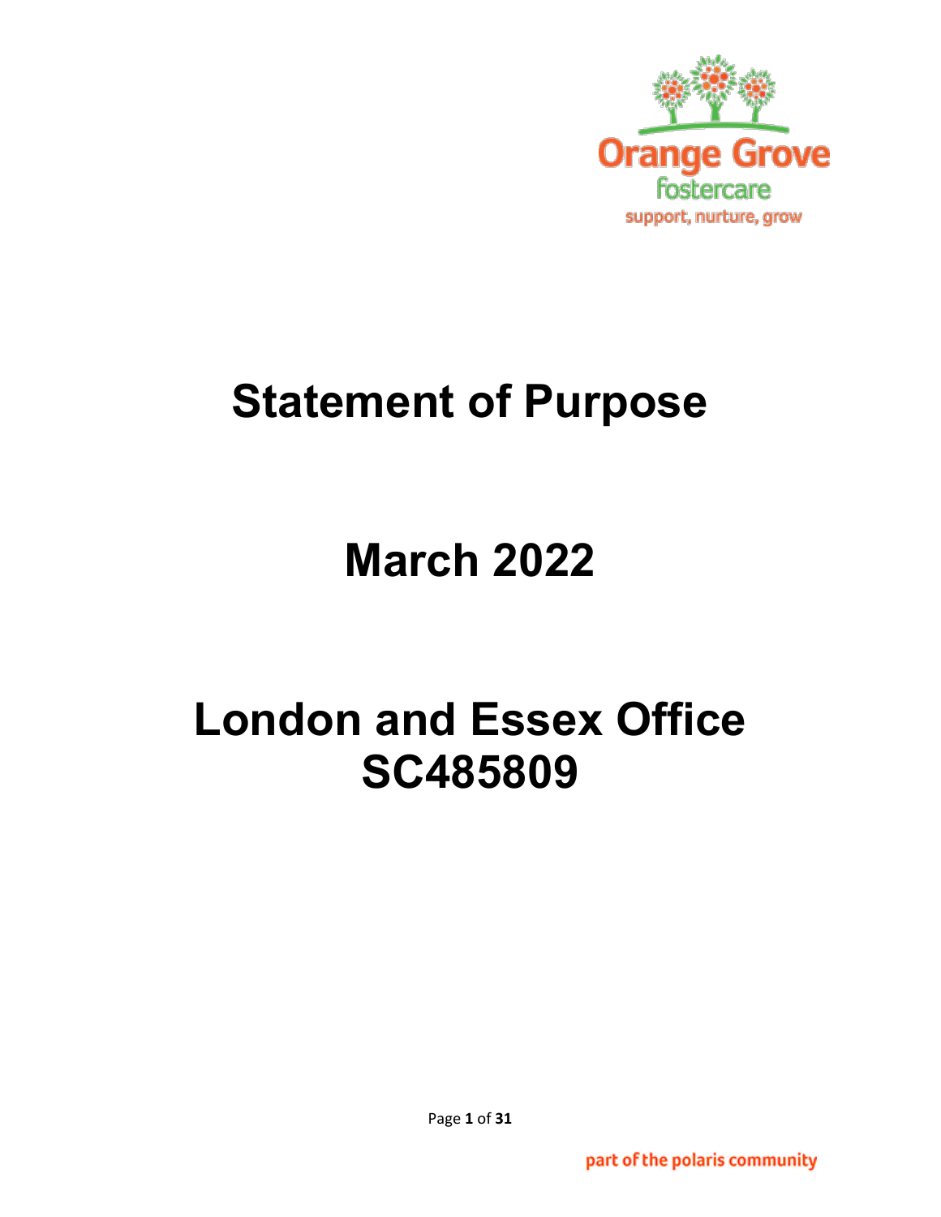Orange Grove
fostercare
support, nurture, grow

# Statement of Purpose

# March 2022

# London and Essex Office SC485809

part of the polaris community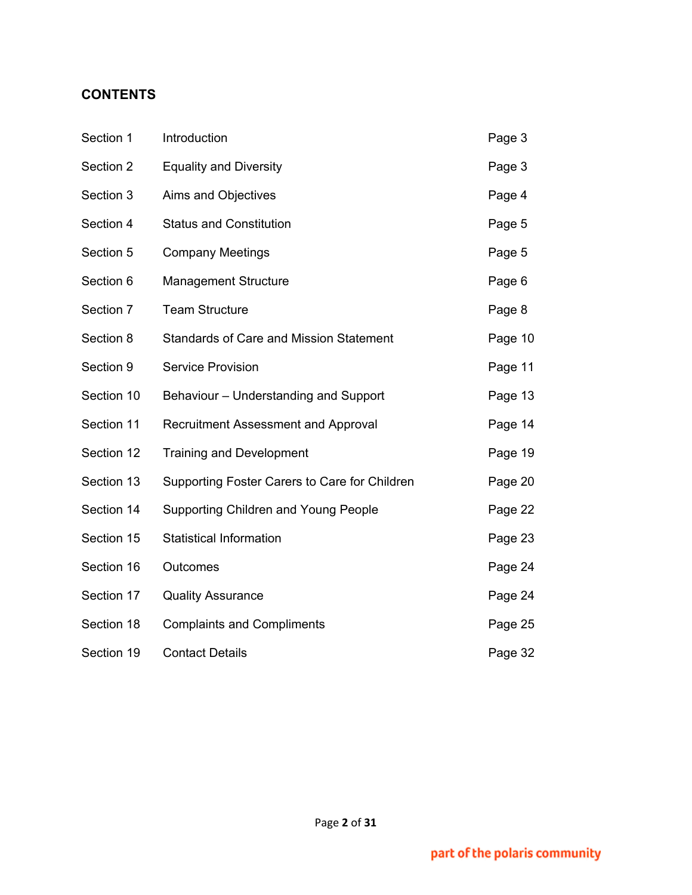**CONTENTS**

| | | |
|---|---|---|
| Section 1 | Introduction | Page 3 |
| Section 2 | Equality and Diversity | Page 3 |
| Section 3 | Aims and Objectives | Page 4 |
| Section 4 | Status and Constitution | Page 5 |
| Section 5 | Company Meetings | Page 5 |
| Section 6 | Management Structure | Page 6 |
| Section 7 | Team Structure | Page 8 |
| Section 8 | Standards of Care and Mission Statement | Page 10 |
| Section 9 | Service Provision | Page 11 |
| Section 10 | Behaviour – Understanding and Support | Page 13 |
| Section 11 | Recruitment Assessment and Approval | Page 14 |
| Section 12 | Training and Development | Page 19 |
| Section 13 | Supporting Foster Carers to Care for Children | Page 20 |
| Section 14 | Supporting Children and Young People | Page 22 |
| Section 15 | Statistical Information | Page 23 |
| Section 16 | Outcomes | Page 24 |
| Section 17 | Quality Assurance | Page 24 |
| Section 18 | Complaints and Compliments | Page 25 |
| Section 19 | Contact Details | Page 32 |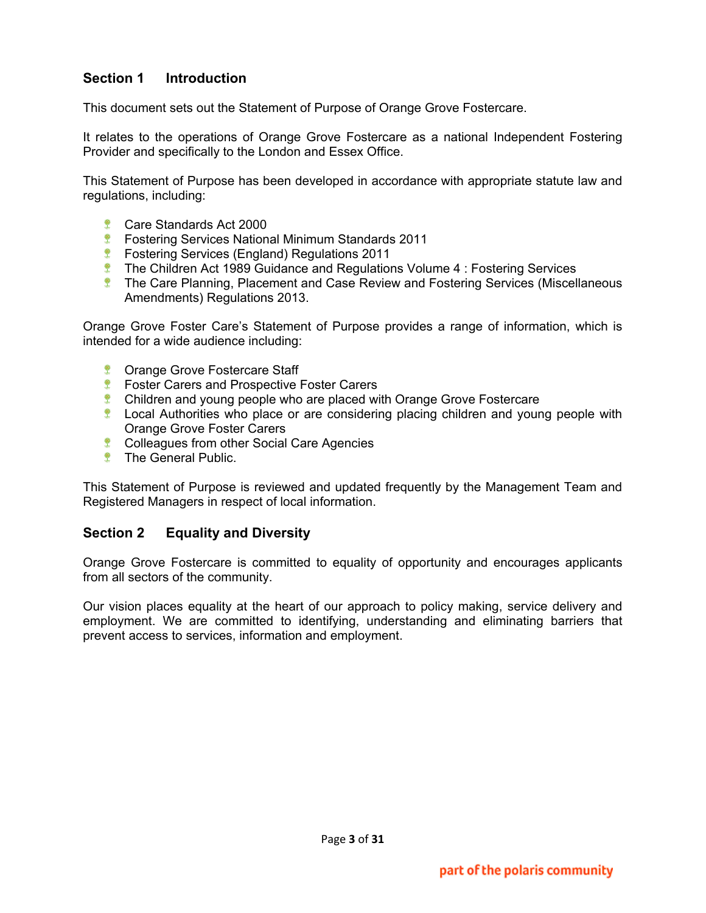## Section 1 Introduction

This document sets out the Statement of Purpose of Orange Grove Fostercare.

It relates to the operations of Orange Grove Fostercare as a national Independent Fostering Provider and specifically to the London and Essex Office.

This Statement of Purpose has been developed in accordance with appropriate statute law and regulations, including:

- Care Standards Act 2000
- Fostering Services National Minimum Standards 2011
- Fostering Services (England) Regulations 2011
- The Children Act 1989 Guidance and Regulations Volume 4 : Fostering Services
- The Care Planning, Placement and Case Review and Fostering Services (Miscellaneous Amendments) Regulations 2013.

Orange Grove Foster Care's Statement of Purpose provides a range of information, which is intended for a wide audience including:

- Orange Grove Fostercare Staff
- Foster Carers and Prospective Foster Carers
- Children and young people who are placed with Orange Grove Fostercare
- Local Authorities who place or are considering placing children and young people with Orange Grove Foster Carers
- Colleagues from other Social Care Agencies
- The General Public.

This Statement of Purpose is reviewed and updated frequently by the Management Team and Registered Managers in respect of local information.

## Section 2 Equality and Diversity

Orange Grove Fostercare is committed to equality of opportunity and encourages applicants from all sectors of the community.

Our vision places equality at the heart of our approach to policy making, service delivery and employment. We are committed to identifying, understanding and eliminating barriers that prevent access to services, information and employment.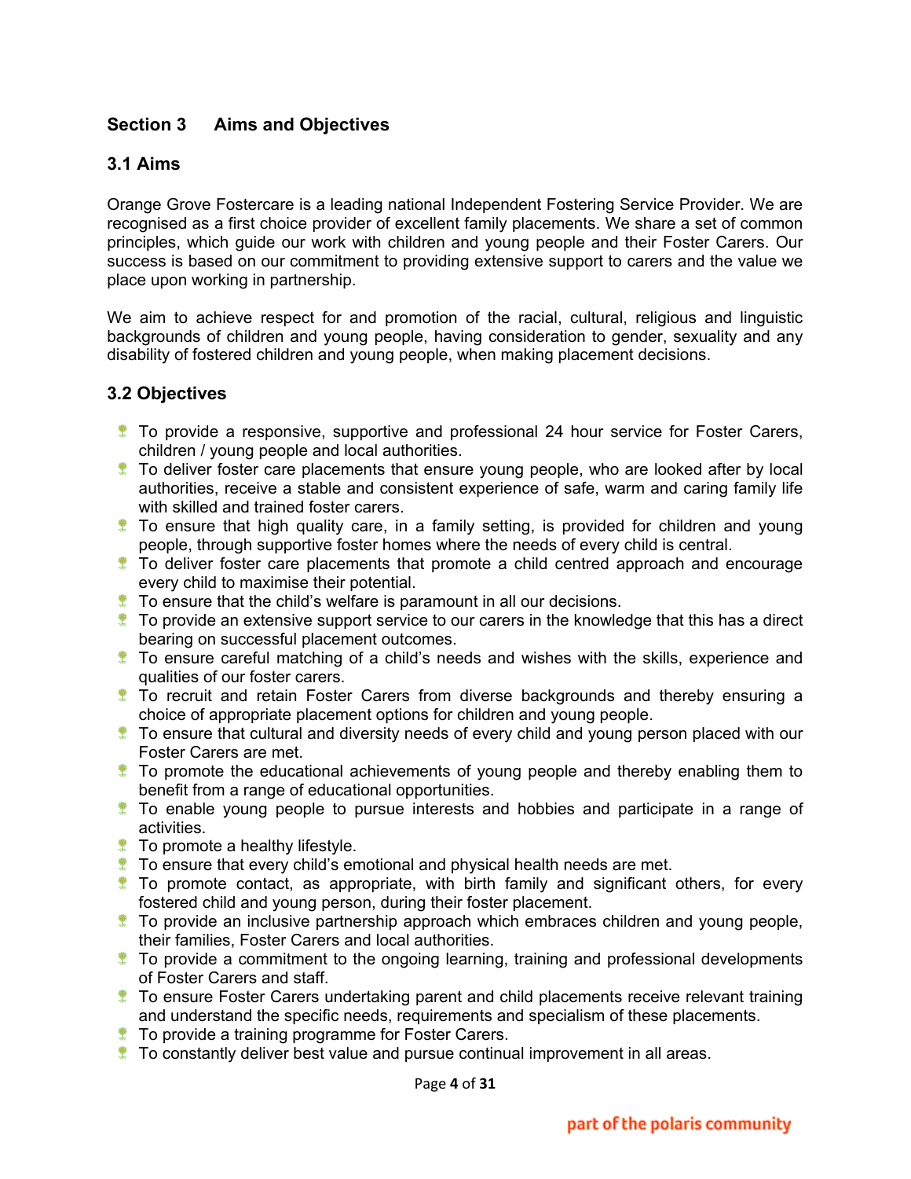## Section 3 Aims and Objectives

### 3.1 Aims

Orange Grove Fostercare is a leading national Independent Fostering Service Provider. We are recognised as a first choice provider of excellent family placements. We share a set of common principles, which guide our work with children and young people and their Foster Carers. Our success is based on our commitment to providing extensive support to carers and the value we place upon working in partnership.

We aim to achieve respect for and promotion of the racial, cultural, religious and linguistic backgrounds of children and young people, having consideration to gender, sexuality and any disability of fostered children and young people, when making placement decisions.

### 3.2 Objectives

- To provide a responsive, supportive and professional 24 hour service for Foster Carers, children / young people and local authorities.
- To deliver foster care placements that ensure young people, who are looked after by local authorities, receive a stable and consistent experience of safe, warm and caring family life with skilled and trained foster carers.
- To ensure that high quality care, in a family setting, is provided for children and young people, through supportive foster homes where the needs of every child is central.
- To deliver foster care placements that promote a child centred approach and encourage every child to maximise their potential.
- To ensure that the child's welfare is paramount in all our decisions.
- To provide an extensive support service to our carers in the knowledge that this has a direct bearing on successful placement outcomes.
- To ensure careful matching of a child's needs and wishes with the skills, experience and qualities of our foster carers.
- To recruit and retain Foster Carers from diverse backgrounds and thereby ensuring a choice of appropriate placement options for children and young people.
- To ensure that cultural and diversity needs of every child and young person placed with our Foster Carers are met.
- To promote the educational achievements of young people and thereby enabling them to benefit from a range of educational opportunities.
- To enable young people to pursue interests and hobbies and participate in a range of activities.
- To promote a healthy lifestyle.
- To ensure that every child's emotional and physical health needs are met.
- To promote contact, as appropriate, with birth family and significant others, for every fostered child and young person, during their foster placement.
- To provide an inclusive partnership approach which embraces children and young people, their families, Foster Carers and local authorities.
- To provide a commitment to the ongoing learning, training and professional developments of Foster Carers and staff.
- To ensure Foster Carers undertaking parent and child placements receive relevant training and understand the specific needs, requirements and specialism of these placements.
- To provide a training programme for Foster Carers.
- To constantly deliver best value and pursue continual improvement in all areas.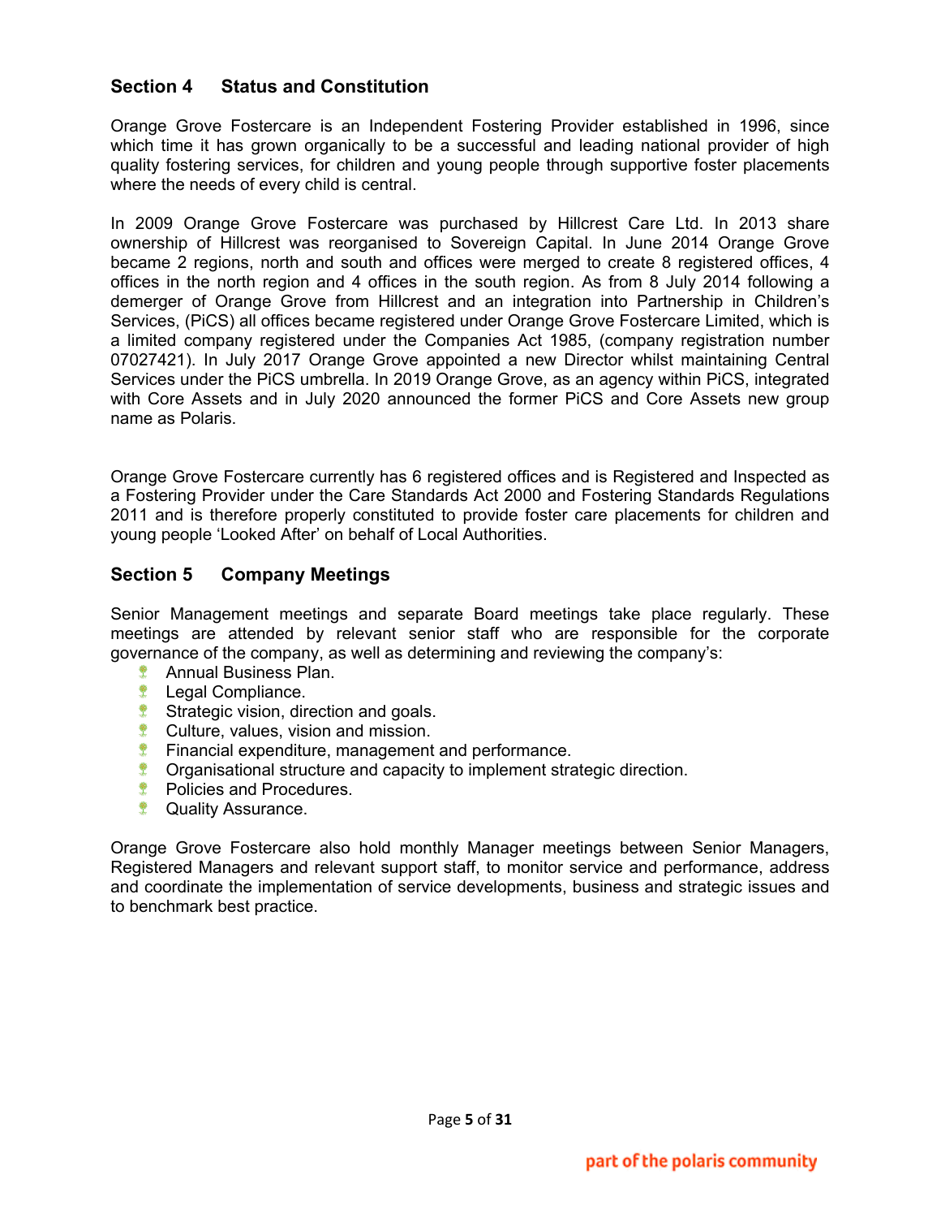## Section 4 Status and Constitution

Orange Grove Fostercare is an Independent Fostering Provider established in 1996, since which time it has grown organically to be a successful and leading national provider of high quality fostering services, for children and young people through supportive foster placements where the needs of every child is central.

In 2009 Orange Grove Fostercare was purchased by Hillcrest Care Ltd. In 2013 share ownership of Hillcrest was reorganised to Sovereign Capital. In June 2014 Orange Grove became 2 regions, north and south and offices were merged to create 8 registered offices, 4 offices in the north region and 4 offices in the south region. As from 8 July 2014 following a demerger of Orange Grove from Hillcrest and an integration into Partnership in Children's Services, (PiCS) all offices became registered under Orange Grove Fostercare Limited, which is a limited company registered under the Companies Act 1985, (company registration number 07027421). In July 2017 Orange Grove appointed a new Director whilst maintaining Central Services under the PiCS umbrella. In 2019 Orange Grove, as an agency within PiCS, integrated with Core Assets and in July 2020 announced the former PiCS and Core Assets new group name as Polaris.

Orange Grove Fostercare currently has 6 registered offices and is Registered and Inspected as a Fostering Provider under the Care Standards Act 2000 and Fostering Standards Regulations 2011 and is therefore properly constituted to provide foster care placements for children and young people 'Looked After' on behalf of Local Authorities.

## Section 5 Company Meetings

Senior Management meetings and separate Board meetings take place regularly. These meetings are attended by relevant senior staff who are responsible for the corporate governance of the company, as well as determining and reviewing the company's:

- Annual Business Plan.
- Legal Compliance.
- Strategic vision, direction and goals.
- Culture, values, vision and mission.
- Financial expenditure, management and performance.
- Organisational structure and capacity to implement strategic direction.
- Policies and Procedures.
- Quality Assurance.

Orange Grove Fostercare also hold monthly Manager meetings between Senior Managers, Registered Managers and relevant support staff, to monitor service and performance, address and coordinate the implementation of service developments, business and strategic issues and to benchmark best practice.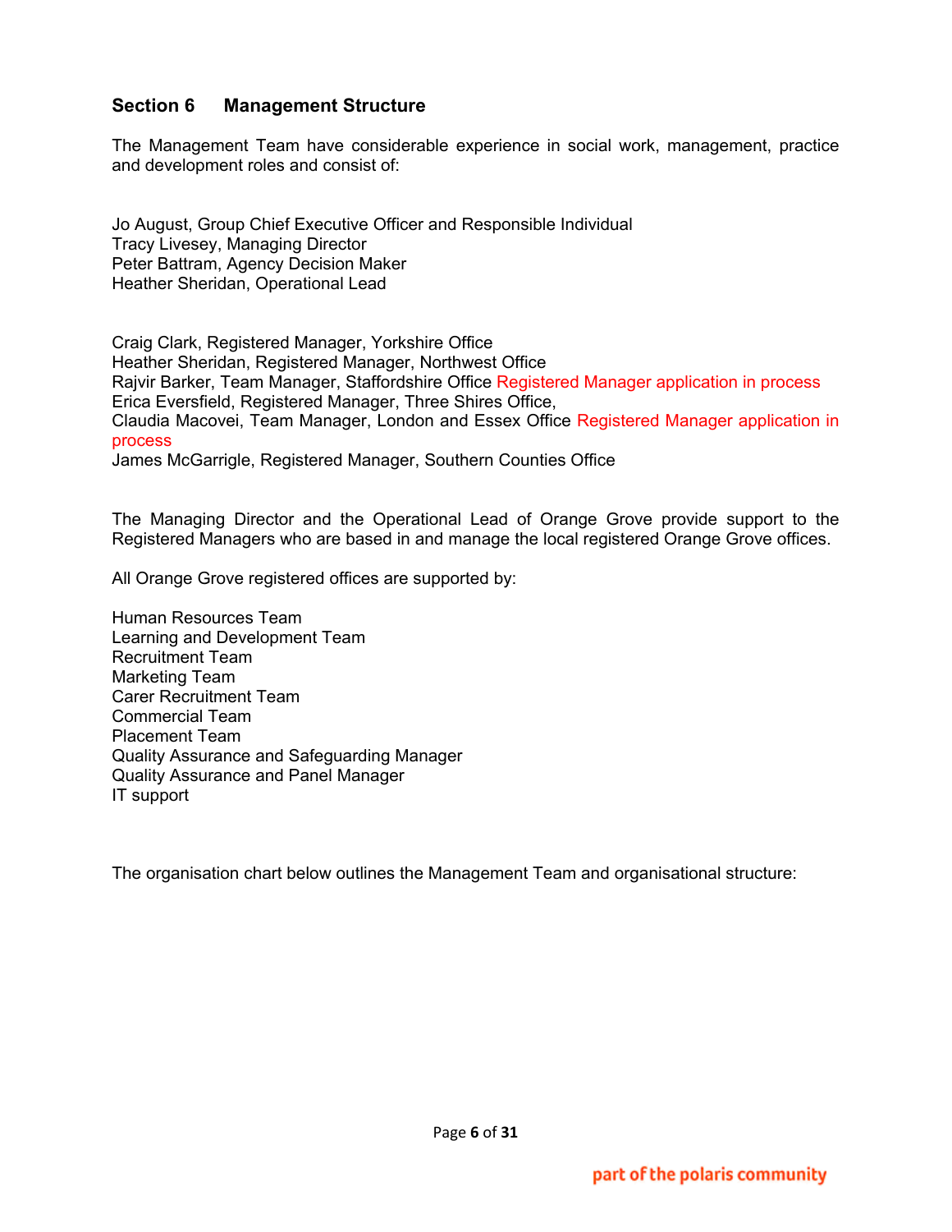## Section 6 Management Structure

The Management Team have considerable experience in social work, management, practice and development roles and consist of:

Jo August, Group Chief Executive Officer and Responsible Individual
Tracy Livesey, Managing Director
Peter Battram, Agency Decision Maker
Heather Sheridan, Operational Lead

Craig Clark, Registered Manager, Yorkshire Office
Heather Sheridan, Registered Manager, Northwest Office
Rajvir Barker, Team Manager, Staffordshire Office Registered Manager application in process
Erica Eversfield, Registered Manager, Three Shires Office,
Claudia Macovei, Team Manager, London and Essex Office Registered Manager application in process
James McGarrigle, Registered Manager, Southern Counties Office

The Managing Director and the Operational Lead of Orange Grove provide support to the Registered Managers who are based in and manage the local registered Orange Grove offices.

All Orange Grove registered offices are supported by:

Human Resources Team
Learning and Development Team
Recruitment Team
Marketing Team
Carer Recruitment Team
Commercial Team
Placement Team
Quality Assurance and Safeguarding Manager
Quality Assurance and Panel Manager
IT support

The organisation chart below outlines the Management Team and organisational structure: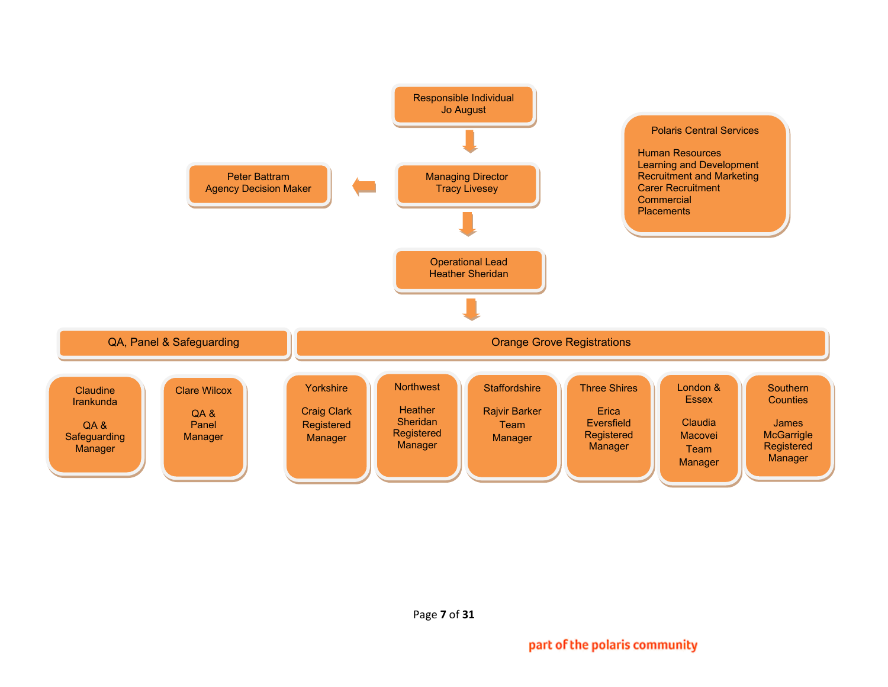Responsible Individual
Jo August

Managing Director
Tracy Livesey

Peter Battram
Agency Decision Maker

Polaris Central Services

- Human Resources
- Learning and Development
- Recruitment and Marketing
- Carer Recruitment
- Commercial
- Placements

Operational Lead
Heather Sheridan

**QA, Panel & Safeguarding**

- Claudine Irankunda – QA & Safeguarding Manager
- Clare Wilcox – QA & Panel Manager

**Orange Grove Registrations**

- Yorkshire – Craig Clark, Registered Manager
- Northwest – Heather Sheridan, Registered Manager
- Staffordshire – Rajvir Barker, Team Manager
- Three Shires – Erica Eversfield, Registered Manager
- London & Essex – Claudia Macovei, Team Manager
- Southern Counties – James McGarrigle, Registered Manager

part of the polaris community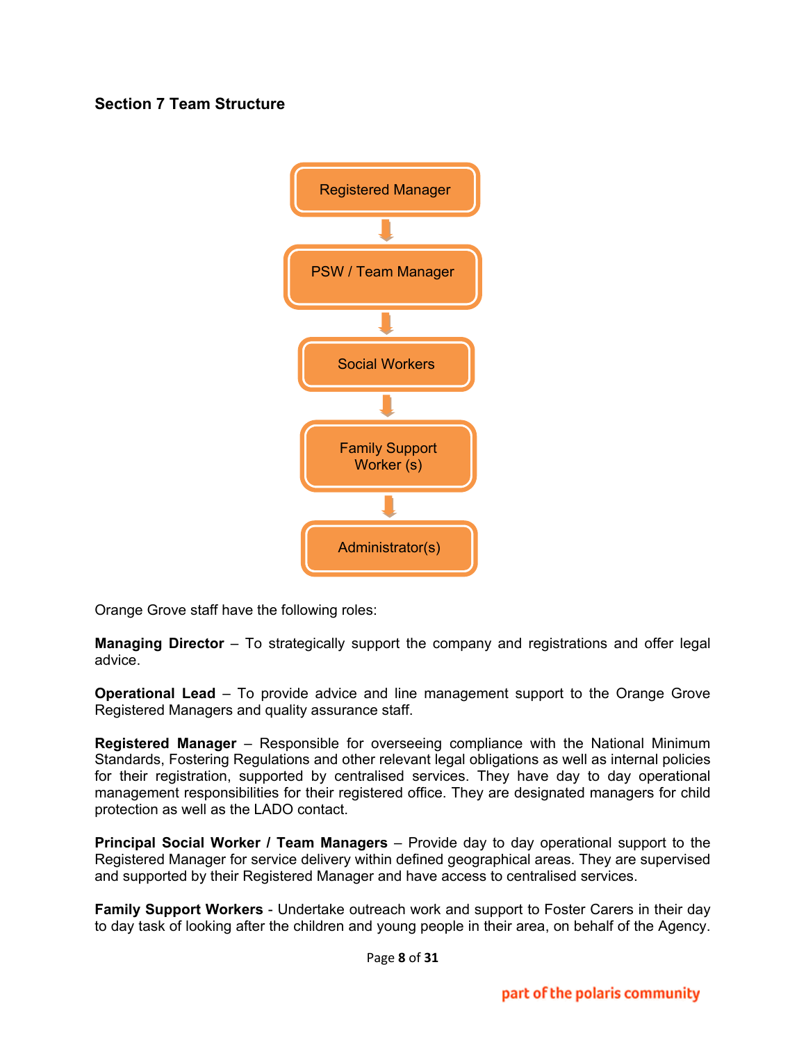## Section 7 Team Structure

Registered Manager

↓

PSW / Team Manager

↓

Social Workers

↓

Family Support Worker (s)

↓

Administrator(s)

Orange Grove staff have the following roles:

**Managing Director** – To strategically support the company and registrations and offer legal advice.

**Operational Lead** – To provide advice and line management support to the Orange Grove Registered Managers and quality assurance staff.

**Registered Manager** – Responsible for overseeing compliance with the National Minimum Standards, Fostering Regulations and other relevant legal obligations as well as internal policies for their registration, supported by centralised services. They have day to day operational management responsibilities for their registered office. They are designated managers for child protection as well as the LADO contact.

**Principal Social Worker / Team Managers** – Provide day to day operational support to the Registered Manager for service delivery within defined geographical areas. They are supervised and supported by their Registered Manager and have access to centralised services.

**Family Support Workers** - Undertake outreach work and support to Foster Carers in their day to day task of looking after the children and young people in their area, on behalf of the Agency.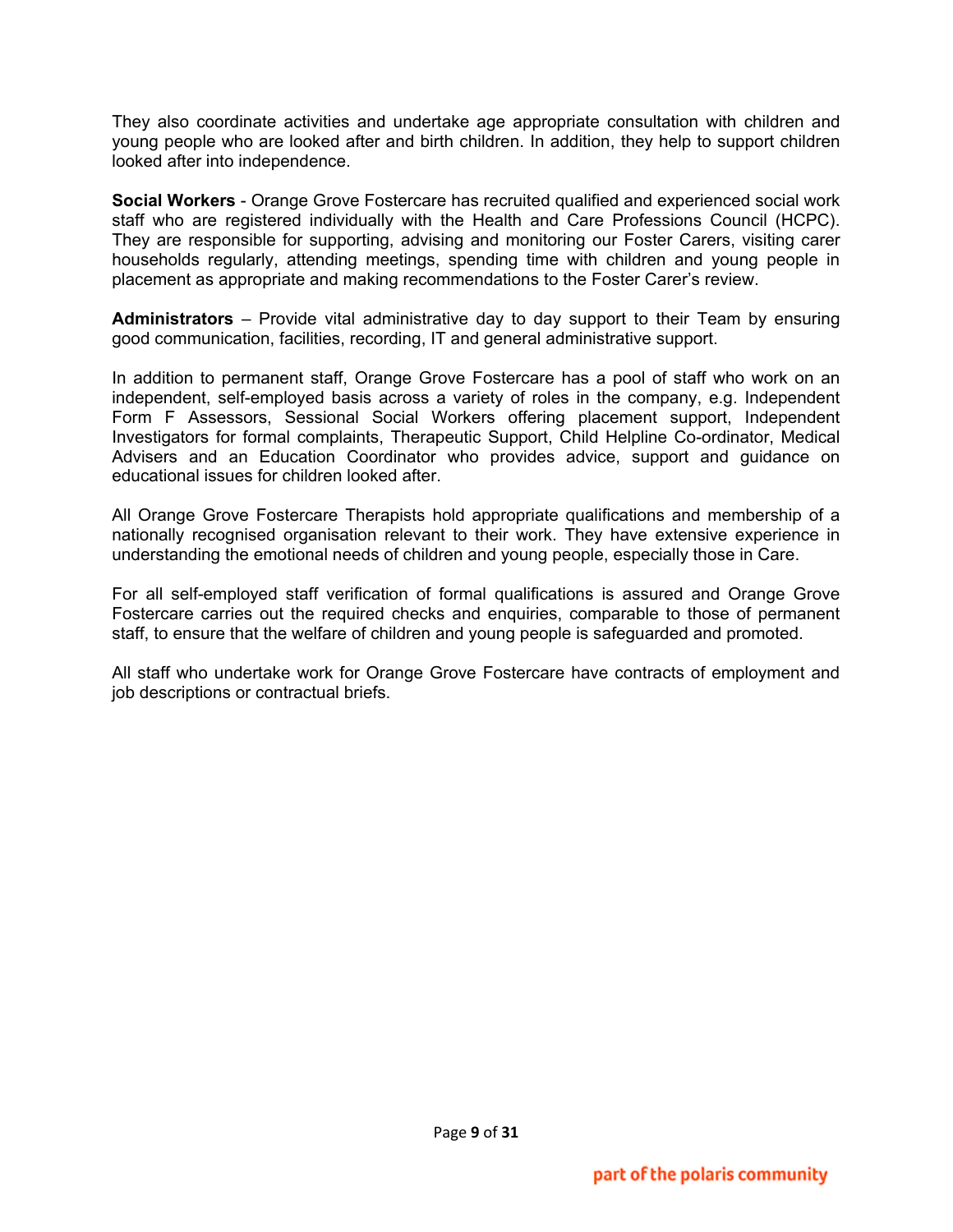They also coordinate activities and undertake age appropriate consultation with children and young people who are looked after and birth children. In addition, they help to support children looked after into independence.

**Social Workers** - Orange Grove Fostercare has recruited qualified and experienced social work staff who are registered individually with the Health and Care Professions Council (HCPC). They are responsible for supporting, advising and monitoring our Foster Carers, visiting carer households regularly, attending meetings, spending time with children and young people in placement as appropriate and making recommendations to the Foster Carer's review.

**Administrators** – Provide vital administrative day to day support to their Team by ensuring good communication, facilities, recording, IT and general administrative support.

In addition to permanent staff, Orange Grove Fostercare has a pool of staff who work on an independent, self-employed basis across a variety of roles in the company, e.g. Independent Form F Assessors, Sessional Social Workers offering placement support, Independent Investigators for formal complaints, Therapeutic Support, Child Helpline Co-ordinator, Medical Advisers and an Education Coordinator who provides advice, support and guidance on educational issues for children looked after.

All Orange Grove Fostercare Therapists hold appropriate qualifications and membership of a nationally recognised organisation relevant to their work. They have extensive experience in understanding the emotional needs of children and young people, especially those in Care.

For all self-employed staff verification of formal qualifications is assured and Orange Grove Fostercare carries out the required checks and enquiries, comparable to those of permanent staff, to ensure that the welfare of children and young people is safeguarded and promoted.

All staff who undertake work for Orange Grove Fostercare have contracts of employment and job descriptions or contractual briefs.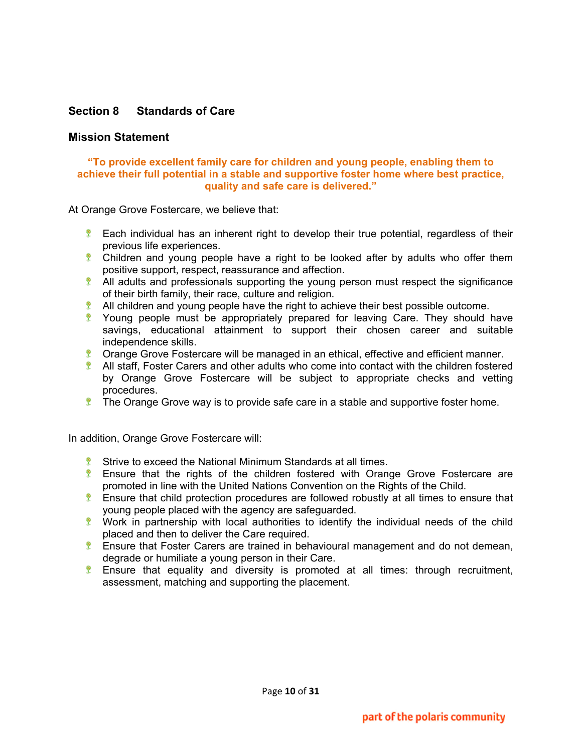## Section 8 Standards of Care

### Mission Statement

**"To provide excellent family care for children and young people, enabling them to achieve their full potential in a stable and supportive foster home where best practice, quality and safe care is delivered."**

At Orange Grove Fostercare, we believe that:

- Each individual has an inherent right to develop their true potential, regardless of their previous life experiences.
- Children and young people have a right to be looked after by adults who offer them positive support, respect, reassurance and affection.
- All adults and professionals supporting the young person must respect the significance of their birth family, their race, culture and religion.
- All children and young people have the right to achieve their best possible outcome.
- Young people must be appropriately prepared for leaving Care. They should have savings, educational attainment to support their chosen career and suitable independence skills.
- Orange Grove Fostercare will be managed in an ethical, effective and efficient manner.
- All staff, Foster Carers and other adults who come into contact with the children fostered by Orange Grove Fostercare will be subject to appropriate checks and vetting procedures.
- The Orange Grove way is to provide safe care in a stable and supportive foster home.

In addition, Orange Grove Fostercare will:

- Strive to exceed the National Minimum Standards at all times.
- Ensure that the rights of the children fostered with Orange Grove Fostercare are promoted in line with the United Nations Convention on the Rights of the Child.
- Ensure that child protection procedures are followed robustly at all times to ensure that young people placed with the agency are safeguarded.
- Work in partnership with local authorities to identify the individual needs of the child placed and then to deliver the Care required.
- Ensure that Foster Carers are trained in behavioural management and do not demean, degrade or humiliate a young person in their Care.
- Ensure that equality and diversity is promoted at all times: through recruitment, assessment, matching and supporting the placement.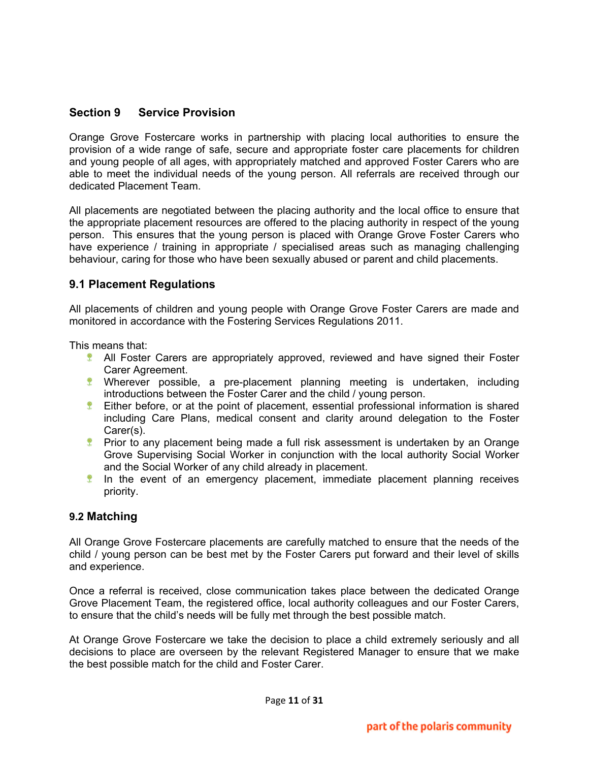## Section 9 Service Provision

Orange Grove Fostercare works in partnership with placing local authorities to ensure the provision of a wide range of safe, secure and appropriate foster care placements for children and young people of all ages, with appropriately matched and approved Foster Carers who are able to meet the individual needs of the young person. All referrals are received through our dedicated Placement Team.

All placements are negotiated between the placing authority and the local office to ensure that the appropriate placement resources are offered to the placing authority in respect of the young person. This ensures that the young person is placed with Orange Grove Foster Carers who have experience / training in appropriate / specialised areas such as managing challenging behaviour, caring for those who have been sexually abused or parent and child placements.

### 9.1 Placement Regulations

All placements of children and young people with Orange Grove Foster Carers are made and monitored in accordance with the Fostering Services Regulations 2011.

This means that:

- All Foster Carers are appropriately approved, reviewed and have signed their Foster Carer Agreement.
- Wherever possible, a pre-placement planning meeting is undertaken, including introductions between the Foster Carer and the child / young person.
- Either before, or at the point of placement, essential professional information is shared including Care Plans, medical consent and clarity around delegation to the Foster Carer(s).
- Prior to any placement being made a full risk assessment is undertaken by an Orange Grove Supervising Social Worker in conjunction with the local authority Social Worker and the Social Worker of any child already in placement.
- In the event of an emergency placement, immediate placement planning receives priority.

### 9.2 Matching

All Orange Grove Fostercare placements are carefully matched to ensure that the needs of the child / young person can be best met by the Foster Carers put forward and their level of skills and experience.

Once a referral is received, close communication takes place between the dedicated Orange Grove Placement Team, the registered office, local authority colleagues and our Foster Carers, to ensure that the child's needs will be fully met through the best possible match.

At Orange Grove Fostercare we take the decision to place a child extremely seriously and all decisions to place are overseen by the relevant Registered Manager to ensure that we make the best possible match for the child and Foster Carer.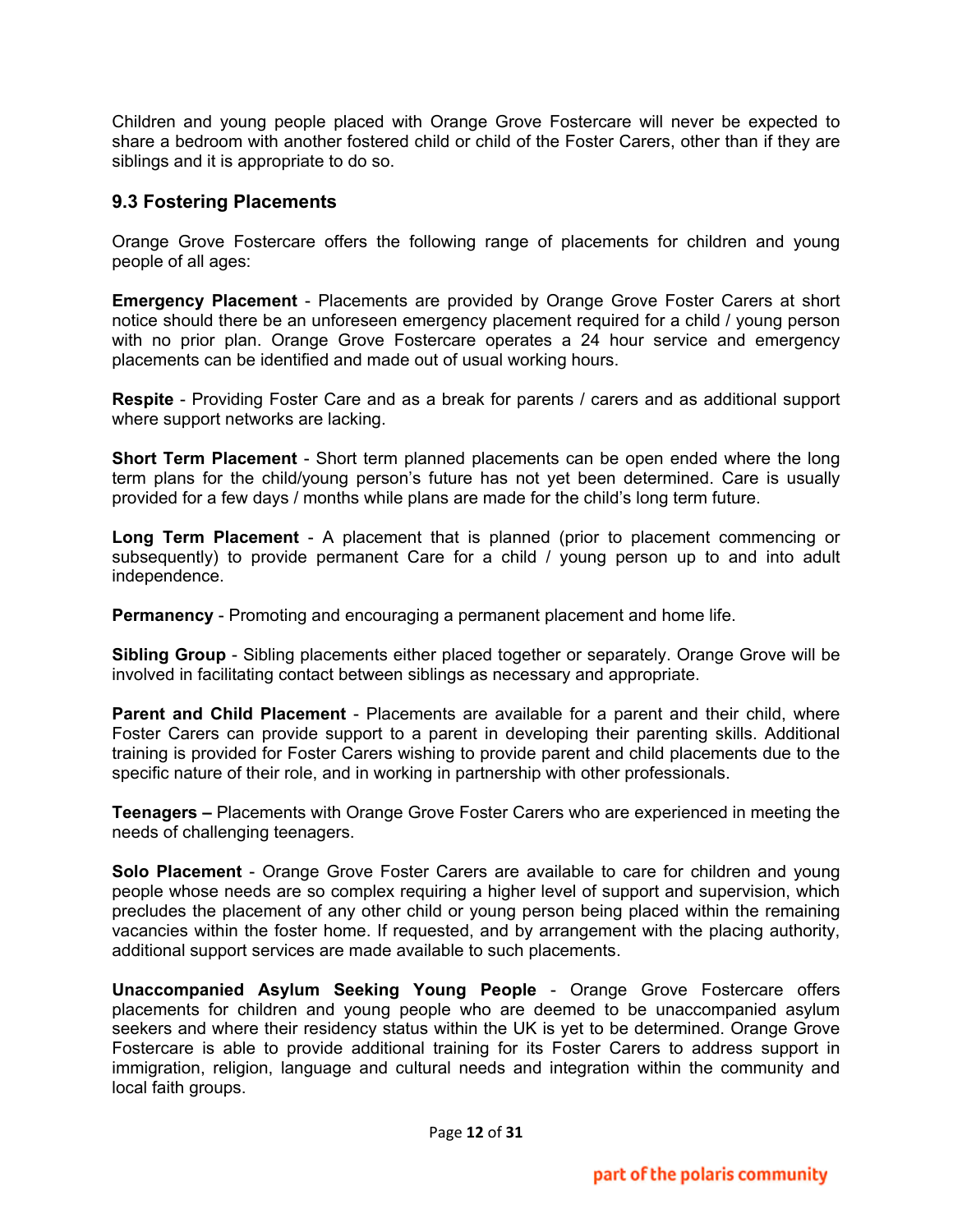Children and young people placed with Orange Grove Fostercare will never be expected to share a bedroom with another fostered child or child of the Foster Carers, other than if they are siblings and it is appropriate to do so.

### 9.3 Fostering Placements

Orange Grove Fostercare offers the following range of placements for children and young people of all ages:

**Emergency Placement** - Placements are provided by Orange Grove Foster Carers at short notice should there be an unforeseen emergency placement required for a child / young person with no prior plan. Orange Grove Fostercare operates a 24 hour service and emergency placements can be identified and made out of usual working hours.

**Respite** - Providing Foster Care and as a break for parents / carers and as additional support where support networks are lacking.

**Short Term Placement** - Short term planned placements can be open ended where the long term plans for the child/young person's future has not yet been determined. Care is usually provided for a few days / months while plans are made for the child's long term future.

**Long Term Placement** - A placement that is planned (prior to placement commencing or subsequently) to provide permanent Care for a child / young person up to and into adult independence.

**Permanency** - Promoting and encouraging a permanent placement and home life.

**Sibling Group** - Sibling placements either placed together or separately. Orange Grove will be involved in facilitating contact between siblings as necessary and appropriate.

**Parent and Child Placement** - Placements are available for a parent and their child, where Foster Carers can provide support to a parent in developing their parenting skills. Additional training is provided for Foster Carers wishing to provide parent and child placements due to the specific nature of their role, and in working in partnership with other professionals.

**Teenagers –** Placements with Orange Grove Foster Carers who are experienced in meeting the needs of challenging teenagers.

**Solo Placement** - Orange Grove Foster Carers are available to care for children and young people whose needs are so complex requiring a higher level of support and supervision, which precludes the placement of any other child or young person being placed within the remaining vacancies within the foster home. If requested, and by arrangement with the placing authority, additional support services are made available to such placements.

**Unaccompanied Asylum Seeking Young People** - Orange Grove Fostercare offers placements for children and young people who are deemed to be unaccompanied asylum seekers and where their residency status within the UK is yet to be determined. Orange Grove Fostercare is able to provide additional training for its Foster Carers to address support in immigration, religion, language and cultural needs and integration within the community and local faith groups.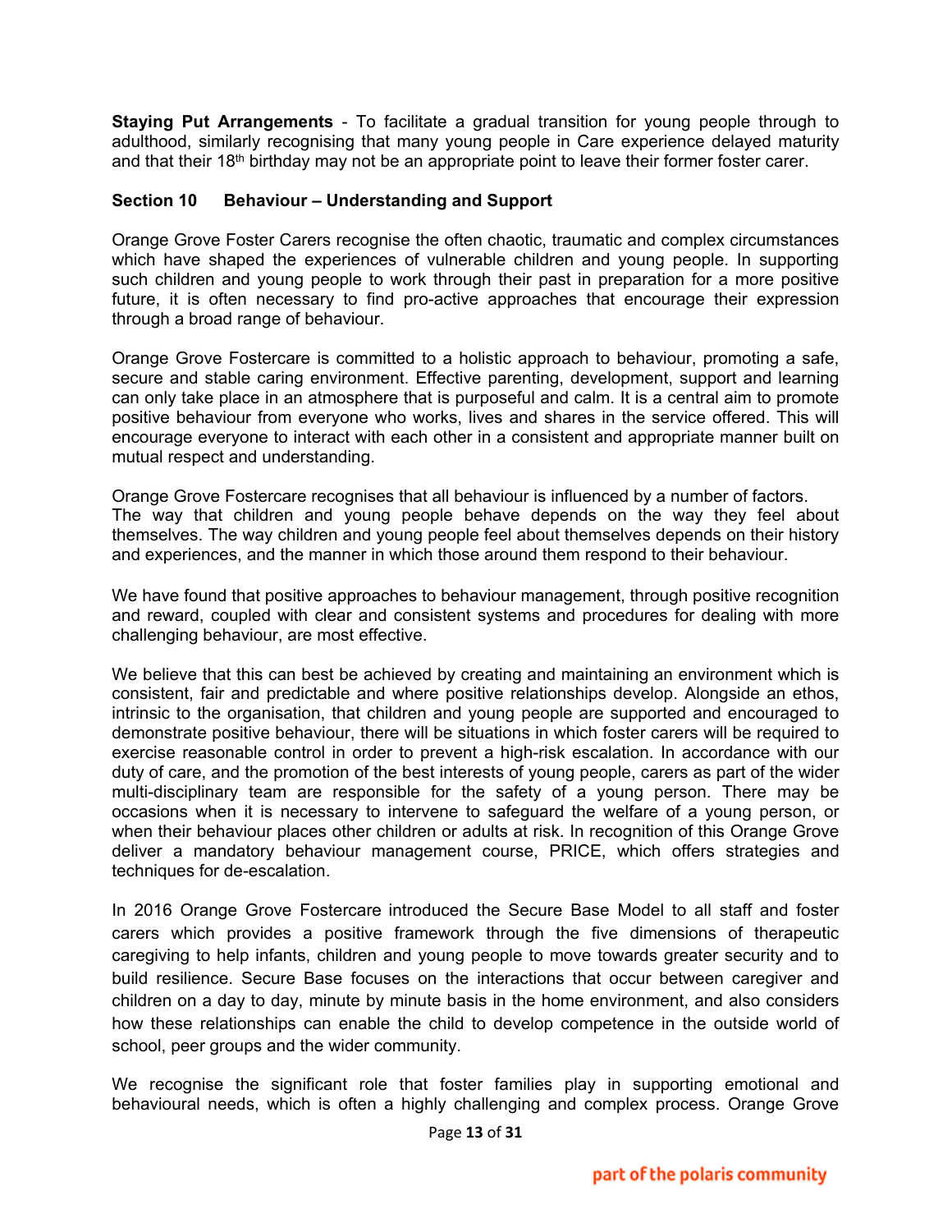**Staying Put Arrangements** - To facilitate a gradual transition for young people through to adulthood, similarly recognising that many young people in Care experience delayed maturity and that their 18th birthday may not be an appropriate point to leave their former foster carer.

## Section 10 Behaviour – Understanding and Support

Orange Grove Foster Carers recognise the often chaotic, traumatic and complex circumstances which have shaped the experiences of vulnerable children and young people. In supporting such children and young people to work through their past in preparation for a more positive future, it is often necessary to find pro-active approaches that encourage their expression through a broad range of behaviour.

Orange Grove Fostercare is committed to a holistic approach to behaviour, promoting a safe, secure and stable caring environment. Effective parenting, development, support and learning can only take place in an atmosphere that is purposeful and calm. It is a central aim to promote positive behaviour from everyone who works, lives and shares in the service offered. This will encourage everyone to interact with each other in a consistent and appropriate manner built on mutual respect and understanding.

Orange Grove Fostercare recognises that all behaviour is influenced by a number of factors. The way that children and young people behave depends on the way they feel about themselves. The way children and young people feel about themselves depends on their history and experiences, and the manner in which those around them respond to their behaviour.

We have found that positive approaches to behaviour management, through positive recognition and reward, coupled with clear and consistent systems and procedures for dealing with more challenging behaviour, are most effective.

We believe that this can best be achieved by creating and maintaining an environment which is consistent, fair and predictable and where positive relationships develop. Alongside an ethos, intrinsic to the organisation, that children and young people are supported and encouraged to demonstrate positive behaviour, there will be situations in which foster carers will be required to exercise reasonable control in order to prevent a high-risk escalation. In accordance with our duty of care, and the promotion of the best interests of young people, carers as part of the wider multi-disciplinary team are responsible for the safety of a young person. There may be occasions when it is necessary to intervene to safeguard the welfare of a young person, or when their behaviour places other children or adults at risk. In recognition of this Orange Grove deliver a mandatory behaviour management course, PRICE, which offers strategies and techniques for de-escalation.

In 2016 Orange Grove Fostercare introduced the Secure Base Model to all staff and foster carers which provides a positive framework through the five dimensions of therapeutic caregiving to help infants, children and young people to move towards greater security and to build resilience. Secure Base focuses on the interactions that occur between caregiver and children on a day to day, minute by minute basis in the home environment, and also considers how these relationships can enable the child to develop competence in the outside world of school, peer groups and the wider community.

We recognise the significant role that foster families play in supporting emotional and behavioural needs, which is often a highly challenging and complex process. Orange Grove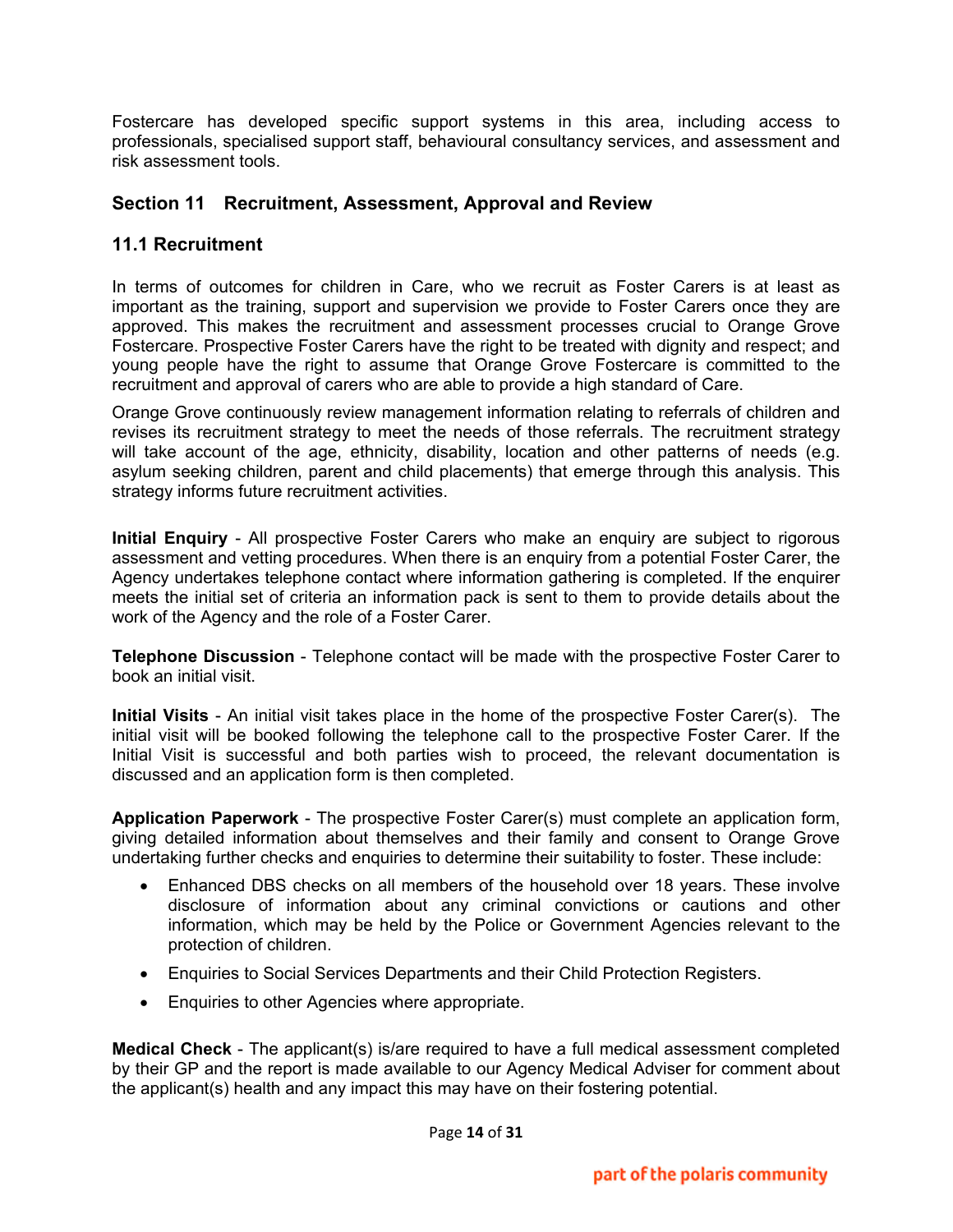Fostercare has developed specific support systems in this area, including access to professionals, specialised support staff, behavioural consultancy services, and assessment and risk assessment tools.

## Section 11 Recruitment, Assessment, Approval and Review

### 11.1 Recruitment

In terms of outcomes for children in Care, who we recruit as Foster Carers is at least as important as the training, support and supervision we provide to Foster Carers once they are approved. This makes the recruitment and assessment processes crucial to Orange Grove Fostercare. Prospective Foster Carers have the right to be treated with dignity and respect; and young people have the right to assume that Orange Grove Fostercare is committed to the recruitment and approval of carers who are able to provide a high standard of Care.

Orange Grove continuously review management information relating to referrals of children and revises its recruitment strategy to meet the needs of those referrals. The recruitment strategy will take account of the age, ethnicity, disability, location and other patterns of needs (e.g. asylum seeking children, parent and child placements) that emerge through this analysis. This strategy informs future recruitment activities.

**Initial Enquiry** - All prospective Foster Carers who make an enquiry are subject to rigorous assessment and vetting procedures. When there is an enquiry from a potential Foster Carer, the Agency undertakes telephone contact where information gathering is completed. If the enquirer meets the initial set of criteria an information pack is sent to them to provide details about the work of the Agency and the role of a Foster Carer.

**Telephone Discussion** - Telephone contact will be made with the prospective Foster Carer to book an initial visit.

**Initial Visits** - An initial visit takes place in the home of the prospective Foster Carer(s). The initial visit will be booked following the telephone call to the prospective Foster Carer. If the Initial Visit is successful and both parties wish to proceed, the relevant documentation is discussed and an application form is then completed.

**Application Paperwork** - The prospective Foster Carer(s) must complete an application form, giving detailed information about themselves and their family and consent to Orange Grove undertaking further checks and enquiries to determine their suitability to foster. These include:

- Enhanced DBS checks on all members of the household over 18 years. These involve disclosure of information about any criminal convictions or cautions and other information, which may be held by the Police or Government Agencies relevant to the protection of children.
- Enquiries to Social Services Departments and their Child Protection Registers.
- Enquiries to other Agencies where appropriate.

**Medical Check** - The applicant(s) is/are required to have a full medical assessment completed by their GP and the report is made available to our Agency Medical Adviser for comment about the applicant(s) health and any impact this may have on their fostering potential.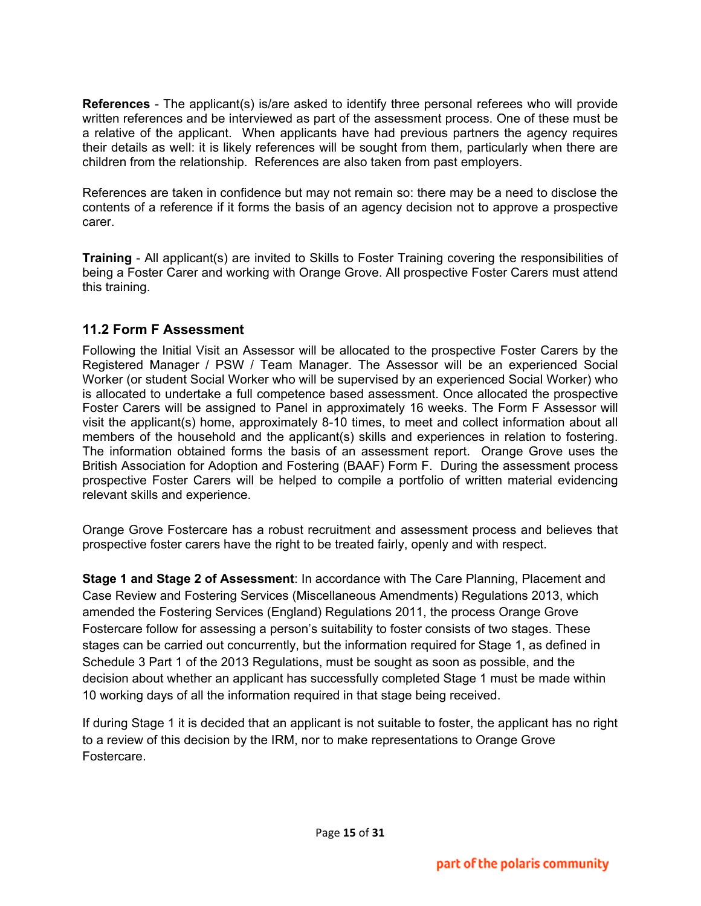**References** - The applicant(s) is/are asked to identify three personal referees who will provide written references and be interviewed as part of the assessment process. One of these must be a relative of the applicant. When applicants have had previous partners the agency requires their details as well: it is likely references will be sought from them, particularly when there are children from the relationship. References are also taken from past employers.

References are taken in confidence but may not remain so: there may be a need to disclose the contents of a reference if it forms the basis of an agency decision not to approve a prospective carer.

**Training** - All applicant(s) are invited to Skills to Foster Training covering the responsibilities of being a Foster Carer and working with Orange Grove. All prospective Foster Carers must attend this training.

### 11.2 Form F Assessment

Following the Initial Visit an Assessor will be allocated to the prospective Foster Carers by the Registered Manager / PSW / Team Manager. The Assessor will be an experienced Social Worker (or student Social Worker who will be supervised by an experienced Social Worker) who is allocated to undertake a full competence based assessment. Once allocated the prospective Foster Carers will be assigned to Panel in approximately 16 weeks. The Form F Assessor will visit the applicant(s) home, approximately 8-10 times, to meet and collect information about all members of the household and the applicant(s) skills and experiences in relation to fostering. The information obtained forms the basis of an assessment report. Orange Grove uses the British Association for Adoption and Fostering (BAAF) Form F. During the assessment process prospective Foster Carers will be helped to compile a portfolio of written material evidencing relevant skills and experience.

Orange Grove Fostercare has a robust recruitment and assessment process and believes that prospective foster carers have the right to be treated fairly, openly and with respect.

**Stage 1 and Stage 2 of Assessment**: In accordance with The Care Planning, Placement and Case Review and Fostering Services (Miscellaneous Amendments) Regulations 2013, which amended the Fostering Services (England) Regulations 2011, the process Orange Grove Fostercare follow for assessing a person's suitability to foster consists of two stages. These stages can be carried out concurrently, but the information required for Stage 1, as defined in Schedule 3 Part 1 of the 2013 Regulations, must be sought as soon as possible, and the decision about whether an applicant has successfully completed Stage 1 must be made within 10 working days of all the information required in that stage being received.

If during Stage 1 it is decided that an applicant is not suitable to foster, the applicant has no right to a review of this decision by the IRM, nor to make representations to Orange Grove Fostercare.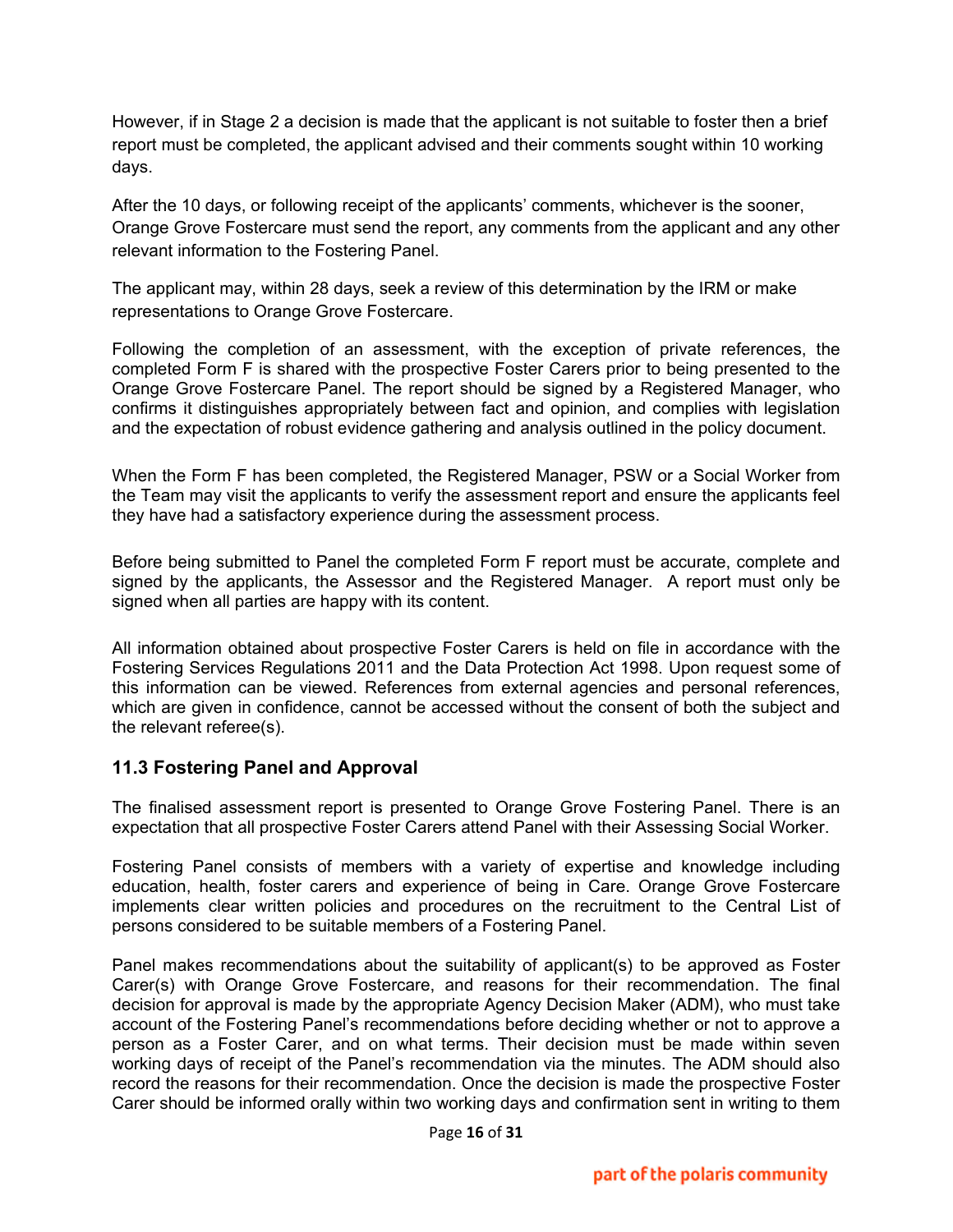However, if in Stage 2 a decision is made that the applicant is not suitable to foster then a brief report must be completed, the applicant advised and their comments sought within 10 working days.

After the 10 days, or following receipt of the applicants' comments, whichever is the sooner, Orange Grove Fostercare must send the report, any comments from the applicant and any other relevant information to the Fostering Panel.

The applicant may, within 28 days, seek a review of this determination by the IRM or make representations to Orange Grove Fostercare.

Following the completion of an assessment, with the exception of private references, the completed Form F is shared with the prospective Foster Carers prior to being presented to the Orange Grove Fostercare Panel. The report should be signed by a Registered Manager, who confirms it distinguishes appropriately between fact and opinion, and complies with legislation and the expectation of robust evidence gathering and analysis outlined in the policy document.

When the Form F has been completed, the Registered Manager, PSW or a Social Worker from the Team may visit the applicants to verify the assessment report and ensure the applicants feel they have had a satisfactory experience during the assessment process.

Before being submitted to Panel the completed Form F report must be accurate, complete and signed by the applicants, the Assessor and the Registered Manager. A report must only be signed when all parties are happy with its content.

All information obtained about prospective Foster Carers is held on file in accordance with the Fostering Services Regulations 2011 and the Data Protection Act 1998. Upon request some of this information can be viewed. References from external agencies and personal references, which are given in confidence, cannot be accessed without the consent of both the subject and the relevant referee(s).

### 11.3 Fostering Panel and Approval

The finalised assessment report is presented to Orange Grove Fostering Panel. There is an expectation that all prospective Foster Carers attend Panel with their Assessing Social Worker.

Fostering Panel consists of members with a variety of expertise and knowledge including education, health, foster carers and experience of being in Care. Orange Grove Fostercare implements clear written policies and procedures on the recruitment to the Central List of persons considered to be suitable members of a Fostering Panel.

Panel makes recommendations about the suitability of applicant(s) to be approved as Foster Carer(s) with Orange Grove Fostercare, and reasons for their recommendation. The final decision for approval is made by the appropriate Agency Decision Maker (ADM), who must take account of the Fostering Panel's recommendations before deciding whether or not to approve a person as a Foster Carer, and on what terms. Their decision must be made within seven working days of receipt of the Panel's recommendation via the minutes. The ADM should also record the reasons for their recommendation. Once the decision is made the prospective Foster Carer should be informed orally within two working days and confirmation sent in writing to them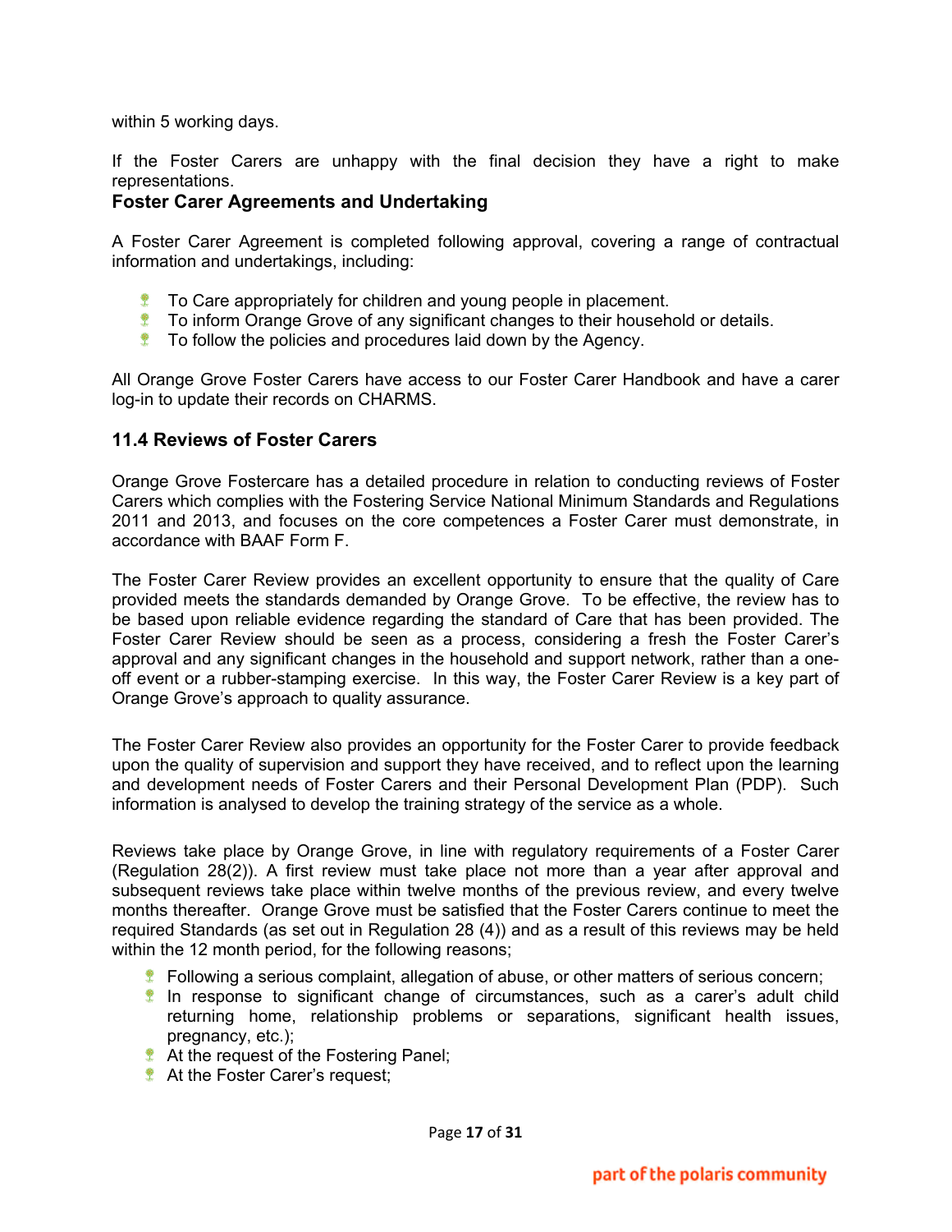within 5 working days.

If the Foster Carers are unhappy with the final decision they have a right to make representations.

### Foster Carer Agreements and Undertaking

A Foster Carer Agreement is completed following approval, covering a range of contractual information and undertakings, including:

- To Care appropriately for children and young people in placement.
- To inform Orange Grove of any significant changes to their household or details.
- To follow the policies and procedures laid down by the Agency.

All Orange Grove Foster Carers have access to our Foster Carer Handbook and have a carer log-in to update their records on CHARMS.

## 11.4 Reviews of Foster Carers

Orange Grove Fostercare has a detailed procedure in relation to conducting reviews of Foster Carers which complies with the Fostering Service National Minimum Standards and Regulations 2011 and 2013, and focuses on the core competences a Foster Carer must demonstrate, in accordance with BAAF Form F.

The Foster Carer Review provides an excellent opportunity to ensure that the quality of Care provided meets the standards demanded by Orange Grove. To be effective, the review has to be based upon reliable evidence regarding the standard of Care that has been provided. The Foster Carer Review should be seen as a process, considering a fresh the Foster Carer's approval and any significant changes in the household and support network, rather than a one-off event or a rubber-stamping exercise. In this way, the Foster Carer Review is a key part of Orange Grove's approach to quality assurance.

The Foster Carer Review also provides an opportunity for the Foster Carer to provide feedback upon the quality of supervision and support they have received, and to reflect upon the learning and development needs of Foster Carers and their Personal Development Plan (PDP). Such information is analysed to develop the training strategy of the service as a whole.

Reviews take place by Orange Grove, in line with regulatory requirements of a Foster Carer (Regulation 28(2)). A first review must take place not more than a year after approval and subsequent reviews take place within twelve months of the previous review, and every twelve months thereafter. Orange Grove must be satisfied that the Foster Carers continue to meet the required Standards (as set out in Regulation 28 (4)) and as a result of this reviews may be held within the 12 month period, for the following reasons;

- Following a serious complaint, allegation of abuse, or other matters of serious concern;
- In response to significant change of circumstances, such as a carer's adult child returning home, relationship problems or separations, significant health issues, pregnancy, etc.);
- At the request of the Fostering Panel;
- At the Foster Carer's request;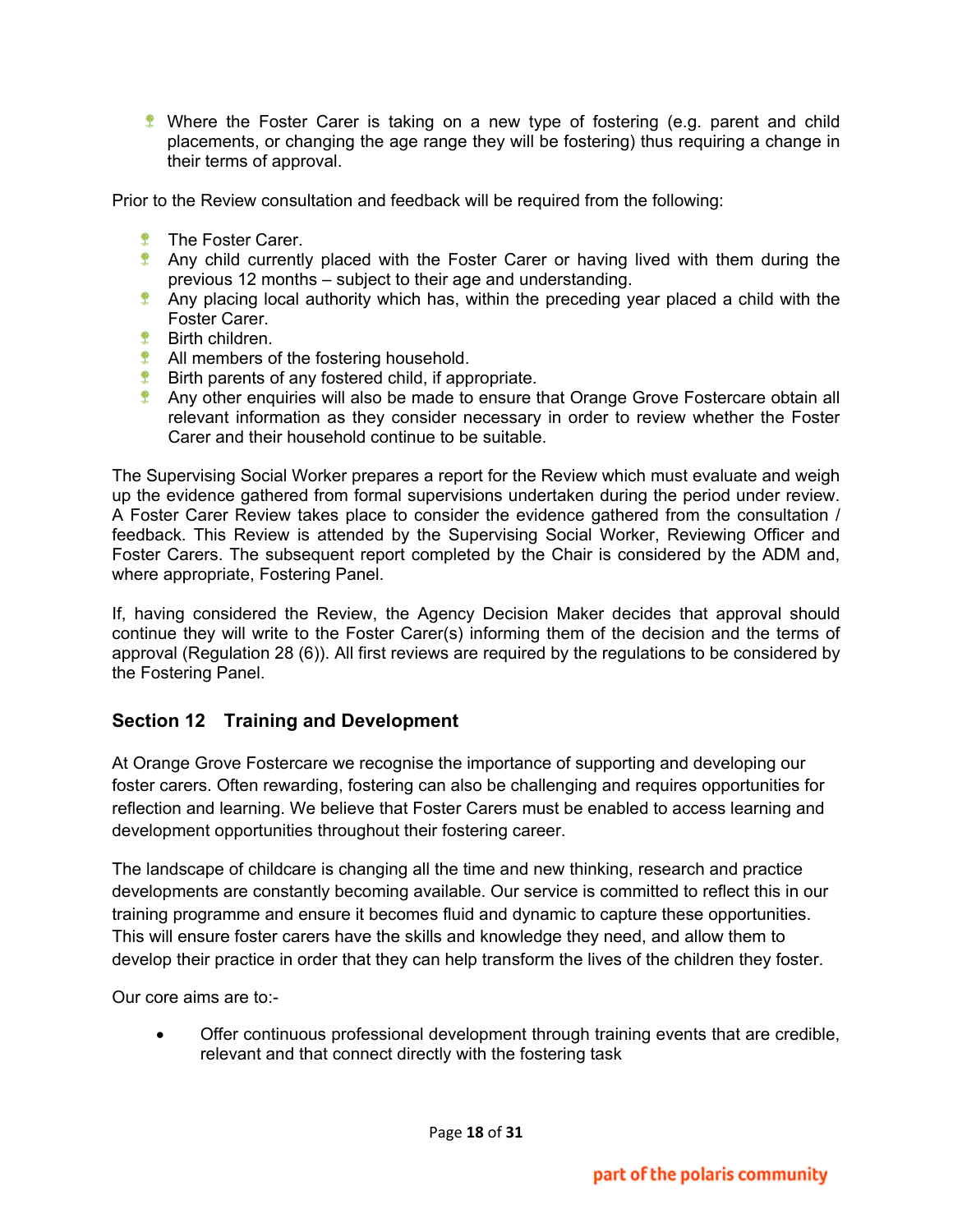- Where the Foster Carer is taking on a new type of fostering (e.g. parent and child placements, or changing the age range they will be fostering) thus requiring a change in their terms of approval.

Prior to the Review consultation and feedback will be required from the following:

- The Foster Carer.
- Any child currently placed with the Foster Carer or having lived with them during the previous 12 months – subject to their age and understanding.
- Any placing local authority which has, within the preceding year placed a child with the Foster Carer.
- Birth children.
- All members of the fostering household.
- Birth parents of any fostered child, if appropriate.
- Any other enquiries will also be made to ensure that Orange Grove Fostercare obtain all relevant information as they consider necessary in order to review whether the Foster Carer and their household continue to be suitable.

The Supervising Social Worker prepares a report for the Review which must evaluate and weigh up the evidence gathered from formal supervisions undertaken during the period under review. A Foster Carer Review takes place to consider the evidence gathered from the consultation / feedback. This Review is attended by the Supervising Social Worker, Reviewing Officer and Foster Carers. The subsequent report completed by the Chair is considered by the ADM and, where appropriate, Fostering Panel.

If, having considered the Review, the Agency Decision Maker decides that approval should continue they will write to the Foster Carer(s) informing them of the decision and the terms of approval (Regulation 28 (6)). All first reviews are required by the regulations to be considered by the Fostering Panel.

## Section 12 Training and Development

At Orange Grove Fostercare we recognise the importance of supporting and developing our foster carers. Often rewarding, fostering can also be challenging and requires opportunities for reflection and learning. We believe that Foster Carers must be enabled to access learning and development opportunities throughout their fostering career.

The landscape of childcare is changing all the time and new thinking, research and practice developments are constantly becoming available. Our service is committed to reflect this in our training programme and ensure it becomes fluid and dynamic to capture these opportunities. This will ensure foster carers have the skills and knowledge they need, and allow them to develop their practice in order that they can help transform the lives of the children they foster.

Our core aims are to:-

- Offer continuous professional development through training events that are credible, relevant and that connect directly with the fostering task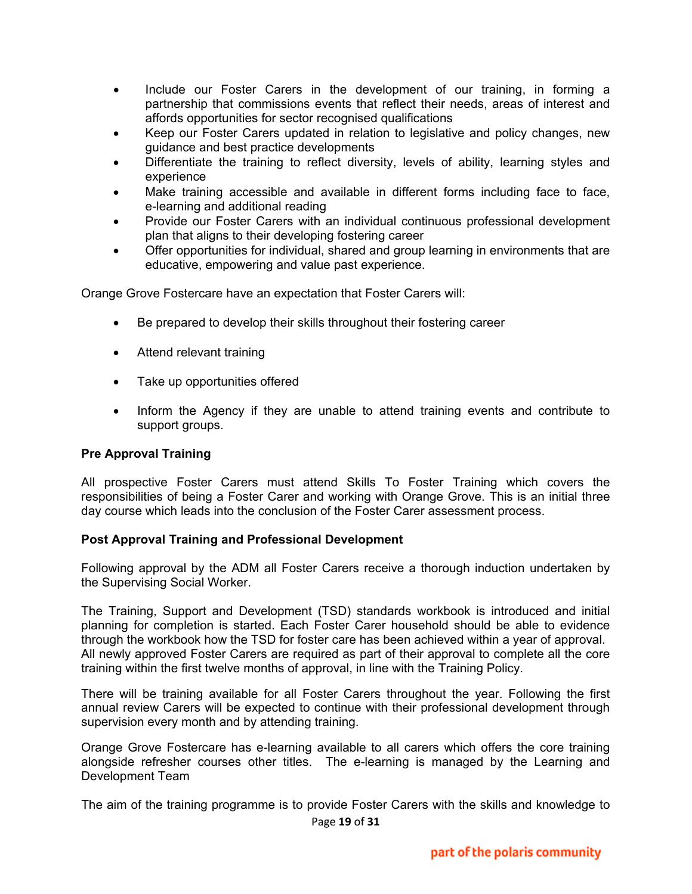- Include our Foster Carers in the development of our training, in forming a partnership that commissions events that reflect their needs, areas of interest and affords opportunities for sector recognised qualifications
- Keep our Foster Carers updated in relation to legislative and policy changes, new guidance and best practice developments
- Differentiate the training to reflect diversity, levels of ability, learning styles and experience
- Make training accessible and available in different forms including face to face, e-learning and additional reading
- Provide our Foster Carers with an individual continuous professional development plan that aligns to their developing fostering career
- Offer opportunities for individual, shared and group learning in environments that are educative, empowering and value past experience.

Orange Grove Fostercare have an expectation that Foster Carers will:

- Be prepared to develop their skills throughout their fostering career
- Attend relevant training
- Take up opportunities offered
- Inform the Agency if they are unable to attend training events and contribute to support groups.

**Pre Approval Training**

All prospective Foster Carers must attend Skills To Foster Training which covers the responsibilities of being a Foster Carer and working with Orange Grove. This is an initial three day course which leads into the conclusion of the Foster Carer assessment process.

**Post Approval Training and Professional Development**

Following approval by the ADM all Foster Carers receive a thorough induction undertaken by the Supervising Social Worker.

The Training, Support and Development (TSD) standards workbook is introduced and initial planning for completion is started. Each Foster Carer household should be able to evidence through the workbook how the TSD for foster care has been achieved within a year of approval. All newly approved Foster Carers are required as part of their approval to complete all the core training within the first twelve months of approval, in line with the Training Policy.

There will be training available for all Foster Carers throughout the year. Following the first annual review Carers will be expected to continue with their professional development through supervision every month and by attending training.

Orange Grove Fostercare has e-learning available to all carers which offers the core training alongside refresher courses other titles. The e-learning is managed by the Learning and Development Team

The aim of the training programme is to provide Foster Carers with the skills and knowledge to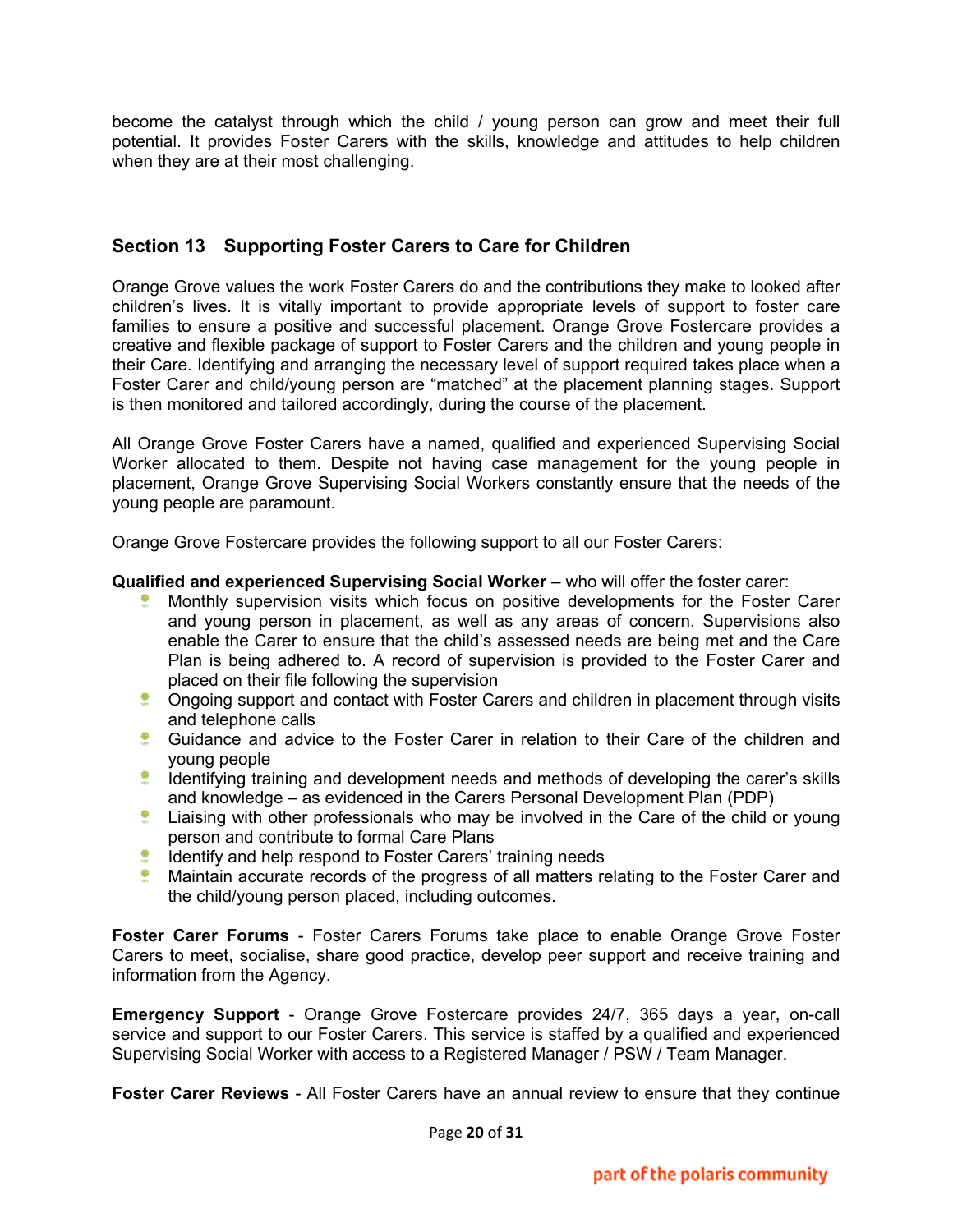become the catalyst through which the child / young person can grow and meet their full potential. It provides Foster Carers with the skills, knowledge and attitudes to help children when they are at their most challenging.

## Section 13 Supporting Foster Carers to Care for Children

Orange Grove values the work Foster Carers do and the contributions they make to looked after children's lives. It is vitally important to provide appropriate levels of support to foster care families to ensure a positive and successful placement. Orange Grove Fostercare provides a creative and flexible package of support to Foster Carers and the children and young people in their Care. Identifying and arranging the necessary level of support required takes place when a Foster Carer and child/young person are "matched" at the placement planning stages. Support is then monitored and tailored accordingly, during the course of the placement.

All Orange Grove Foster Carers have a named, qualified and experienced Supervising Social Worker allocated to them. Despite not having case management for the young people in placement, Orange Grove Supervising Social Workers constantly ensure that the needs of the young people are paramount.

Orange Grove Fostercare provides the following support to all our Foster Carers:

**Qualified and experienced Supervising Social Worker** – who will offer the foster carer:

- Monthly supervision visits which focus on positive developments for the Foster Carer and young person in placement, as well as any areas of concern. Supervisions also enable the Carer to ensure that the child's assessed needs are being met and the Care Plan is being adhered to. A record of supervision is provided to the Foster Carer and placed on their file following the supervision
- Ongoing support and contact with Foster Carers and children in placement through visits and telephone calls
- Guidance and advice to the Foster Carer in relation to their Care of the children and young people
- Identifying training and development needs and methods of developing the carer's skills and knowledge – as evidenced in the Carers Personal Development Plan (PDP)
- Liaising with other professionals who may be involved in the Care of the child or young person and contribute to formal Care Plans
- Identify and help respond to Foster Carers' training needs
- Maintain accurate records of the progress of all matters relating to the Foster Carer and the child/young person placed, including outcomes.

**Foster Carer Forums** - Foster Carers Forums take place to enable Orange Grove Foster Carers to meet, socialise, share good practice, develop peer support and receive training and information from the Agency.

**Emergency Support** - Orange Grove Fostercare provides 24/7, 365 days a year, on-call service and support to our Foster Carers. This service is staffed by a qualified and experienced Supervising Social Worker with access to a Registered Manager / PSW / Team Manager.

**Foster Carer Reviews** - All Foster Carers have an annual review to ensure that they continue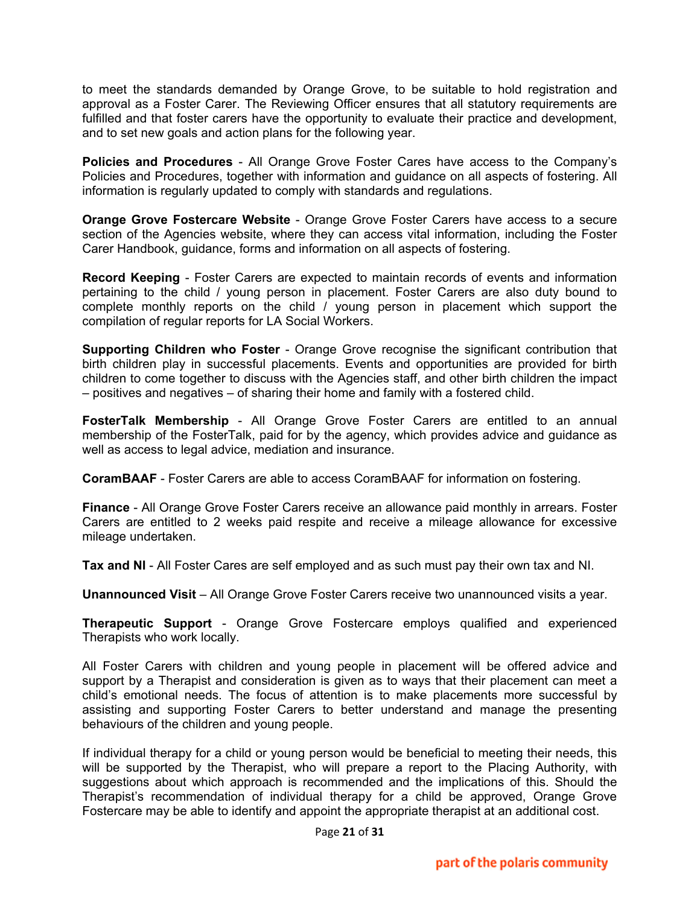to meet the standards demanded by Orange Grove, to be suitable to hold registration and approval as a Foster Carer. The Reviewing Officer ensures that all statutory requirements are fulfilled and that foster carers have the opportunity to evaluate their practice and development, and to set new goals and action plans for the following year.

**Policies and Procedures** - All Orange Grove Foster Cares have access to the Company's Policies and Procedures, together with information and guidance on all aspects of fostering. All information is regularly updated to comply with standards and regulations.

**Orange Grove Fostercare Website** - Orange Grove Foster Carers have access to a secure section of the Agencies website, where they can access vital information, including the Foster Carer Handbook, guidance, forms and information on all aspects of fostering.

**Record Keeping** - Foster Carers are expected to maintain records of events and information pertaining to the child / young person in placement. Foster Carers are also duty bound to complete monthly reports on the child / young person in placement which support the compilation of regular reports for LA Social Workers.

**Supporting Children who Foster** - Orange Grove recognise the significant contribution that birth children play in successful placements. Events and opportunities are provided for birth children to come together to discuss with the Agencies staff, and other birth children the impact – positives and negatives – of sharing their home and family with a fostered child.

**FosterTalk Membership** - All Orange Grove Foster Carers are entitled to an annual membership of the FosterTalk, paid for by the agency, which provides advice and guidance as well as access to legal advice, mediation and insurance.

**CoramBAAF** - Foster Carers are able to access CoramBAAF for information on fostering.

**Finance** - All Orange Grove Foster Carers receive an allowance paid monthly in arrears. Foster Carers are entitled to 2 weeks paid respite and receive a mileage allowance for excessive mileage undertaken.

**Tax and NI** - All Foster Cares are self employed and as such must pay their own tax and NI.

**Unannounced Visit** – All Orange Grove Foster Carers receive two unannounced visits a year.

**Therapeutic Support** - Orange Grove Fostercare employs qualified and experienced Therapists who work locally.

All Foster Carers with children and young people in placement will be offered advice and support by a Therapist and consideration is given as to ways that their placement can meet a child's emotional needs. The focus of attention is to make placements more successful by assisting and supporting Foster Carers to better understand and manage the presenting behaviours of the children and young people.

If individual therapy for a child or young person would be beneficial to meeting their needs, this will be supported by the Therapist, who will prepare a report to the Placing Authority, with suggestions about which approach is recommended and the implications of this. Should the Therapist's recommendation of individual therapy for a child be approved, Orange Grove Fostercare may be able to identify and appoint the appropriate therapist at an additional cost.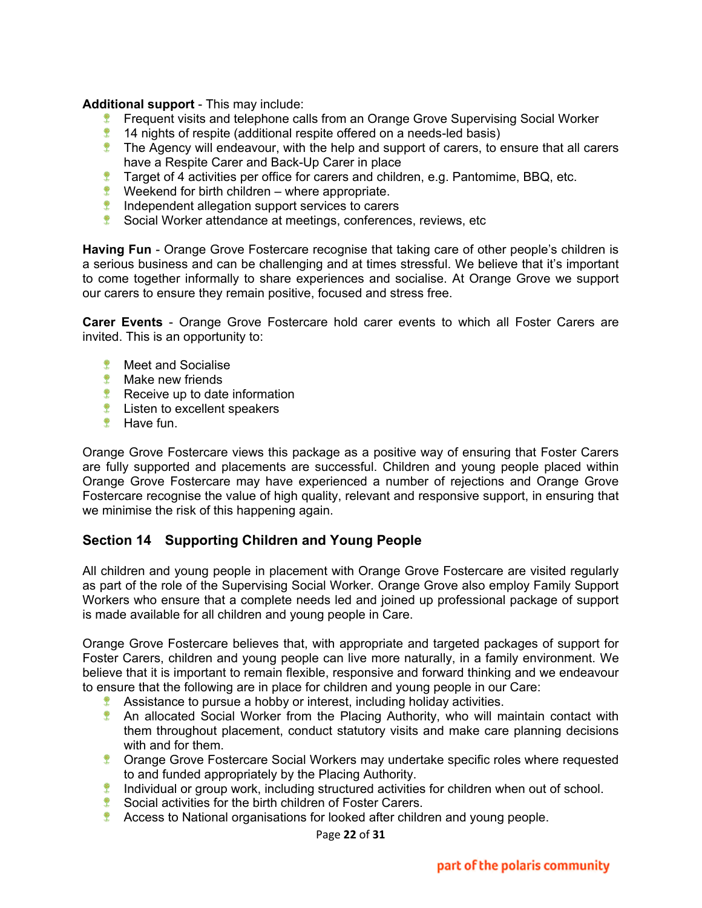**Additional support** - This may include:

- Frequent visits and telephone calls from an Orange Grove Supervising Social Worker
- 14 nights of respite (additional respite offered on a needs-led basis)
- The Agency will endeavour, with the help and support of carers, to ensure that all carers have a Respite Carer and Back-Up Carer in place
- Target of 4 activities per office for carers and children, e.g. Pantomime, BBQ, etc.
- Weekend for birth children – where appropriate.
- Independent allegation support services to carers
- Social Worker attendance at meetings, conferences, reviews, etc

**Having Fun** - Orange Grove Fostercare recognise that taking care of other people's children is a serious business and can be challenging and at times stressful. We believe that it's important to come together informally to share experiences and socialise. At Orange Grove we support our carers to ensure they remain positive, focused and stress free.

**Carer Events** - Orange Grove Fostercare hold carer events to which all Foster Carers are invited. This is an opportunity to:

- Meet and Socialise
- Make new friends
- Receive up to date information
- Listen to excellent speakers
- Have fun.

Orange Grove Fostercare views this package as a positive way of ensuring that Foster Carers are fully supported and placements are successful. Children and young people placed within Orange Grove Fostercare may have experienced a number of rejections and Orange Grove Fostercare recognise the value of high quality, relevant and responsive support, in ensuring that we minimise the risk of this happening again.

## Section 14 Supporting Children and Young People

All children and young people in placement with Orange Grove Fostercare are visited regularly as part of the role of the Supervising Social Worker. Orange Grove also employ Family Support Workers who ensure that a complete needs led and joined up professional package of support is made available for all children and young people in Care.

Orange Grove Fostercare believes that, with appropriate and targeted packages of support for Foster Carers, children and young people can live more naturally, in a family environment. We believe that it is important to remain flexible, responsive and forward thinking and we endeavour to ensure that the following are in place for children and young people in our Care:

- Assistance to pursue a hobby or interest, including holiday activities.
- An allocated Social Worker from the Placing Authority, who will maintain contact with them throughout placement, conduct statutory visits and make care planning decisions with and for them.
- Orange Grove Fostercare Social Workers may undertake specific roles where requested to and funded appropriately by the Placing Authority.
- Individual or group work, including structured activities for children when out of school.
- Social activities for the birth children of Foster Carers.
- Access to National organisations for looked after children and young people.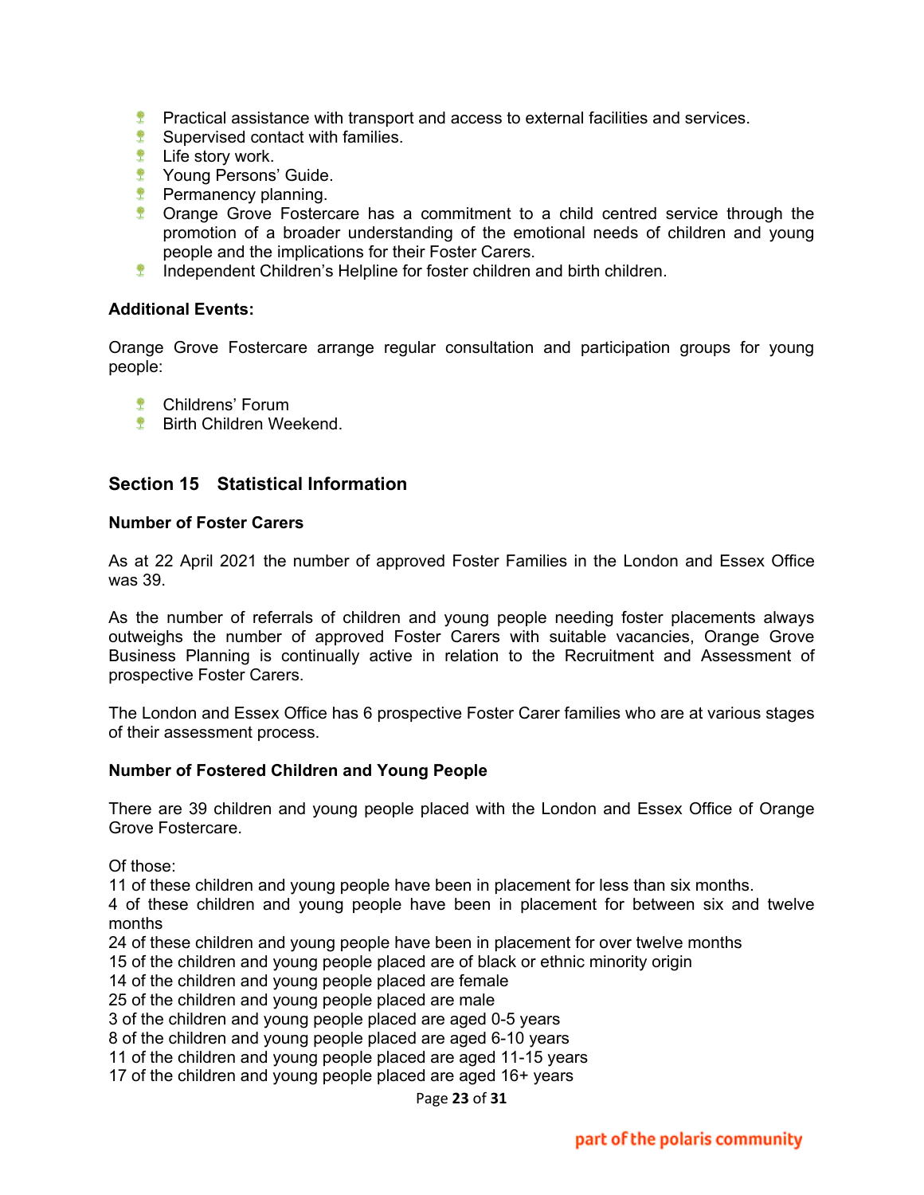- Practical assistance with transport and access to external facilities and services.
- Supervised contact with families.
- Life story work.
- Young Persons' Guide.
- Permanency planning.
- Orange Grove Fostercare has a commitment to a child centred service through the promotion of a broader understanding of the emotional needs of children and young people and the implications for their Foster Carers.
- Independent Children's Helpline for foster children and birth children.

**Additional Events:**

Orange Grove Fostercare arrange regular consultation and participation groups for young people:

- Childrens' Forum
- Birth Children Weekend.

## Section 15 Statistical Information

**Number of Foster Carers**

As at 22 April 2021 the number of approved Foster Families in the London and Essex Office was 39.

As the number of referrals of children and young people needing foster placements always outweighs the number of approved Foster Carers with suitable vacancies, Orange Grove Business Planning is continually active in relation to the Recruitment and Assessment of prospective Foster Carers.

The London and Essex Office has 6 prospective Foster Carer families who are at various stages of their assessment process.

**Number of Fostered Children and Young People**

There are 39 children and young people placed with the London and Essex Office of Orange Grove Fostercare.

Of those:
11 of these children and young people have been in placement for less than six months.
4 of these children and young people have been in placement for between six and twelve months
24 of these children and young people have been in placement for over twelve months
15 of the children and young people placed are of black or ethnic minority origin
14 of the children and young people placed are female
25 of the children and young people placed are male
3 of the children and young people placed are aged 0-5 years
8 of the children and young people placed are aged 6-10 years
11 of the children and young people placed are aged 11-15 years
17 of the children and young people placed are aged 16+ years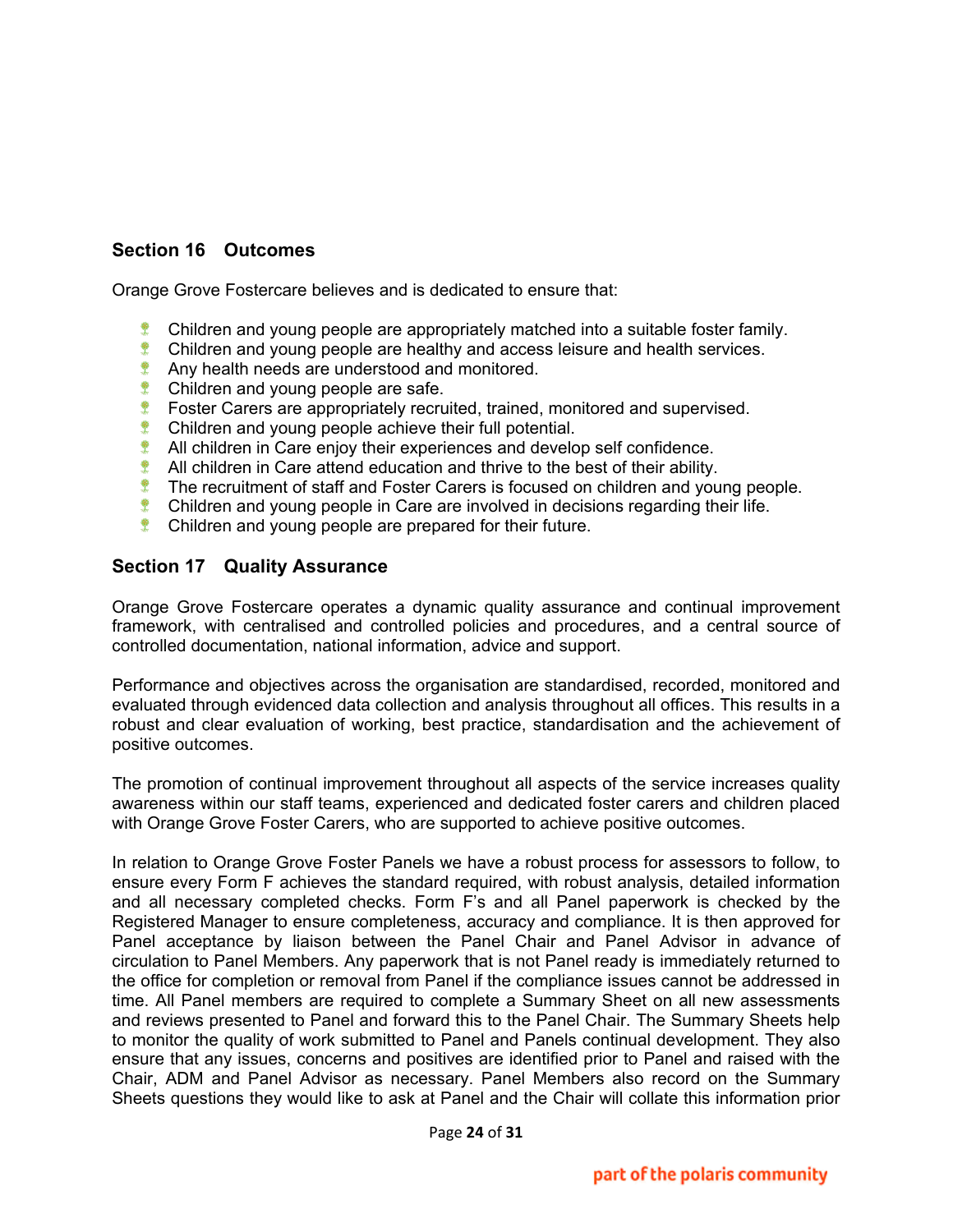## Section 16 Outcomes

Orange Grove Fostercare believes and is dedicated to ensure that:

- Children and young people are appropriately matched into a suitable foster family.
- Children and young people are healthy and access leisure and health services.
- Any health needs are understood and monitored.
- Children and young people are safe.
- Foster Carers are appropriately recruited, trained, monitored and supervised.
- Children and young people achieve their full potential.
- All children in Care enjoy their experiences and develop self confidence.
- All children in Care attend education and thrive to the best of their ability.
- The recruitment of staff and Foster Carers is focused on children and young people.
- Children and young people in Care are involved in decisions regarding their life.
- Children and young people are prepared for their future.

## Section 17 Quality Assurance

Orange Grove Fostercare operates a dynamic quality assurance and continual improvement framework, with centralised and controlled policies and procedures, and a central source of controlled documentation, national information, advice and support.

Performance and objectives across the organisation are standardised, recorded, monitored and evaluated through evidenced data collection and analysis throughout all offices. This results in a robust and clear evaluation of working, best practice, standardisation and the achievement of positive outcomes.

The promotion of continual improvement throughout all aspects of the service increases quality awareness within our staff teams, experienced and dedicated foster carers and children placed with Orange Grove Foster Carers, who are supported to achieve positive outcomes.

In relation to Orange Grove Foster Panels we have a robust process for assessors to follow, to ensure every Form F achieves the standard required, with robust analysis, detailed information and all necessary completed checks. Form F's and all Panel paperwork is checked by the Registered Manager to ensure completeness, accuracy and compliance. It is then approved for Panel acceptance by liaison between the Panel Chair and Panel Advisor in advance of circulation to Panel Members. Any paperwork that is not Panel ready is immediately returned to the office for completion or removal from Panel if the compliance issues cannot be addressed in time. All Panel members are required to complete a Summary Sheet on all new assessments and reviews presented to Panel and forward this to the Panel Chair. The Summary Sheets help to monitor the quality of work submitted to Panel and Panels continual development. They also ensure that any issues, concerns and positives are identified prior to Panel and raised with the Chair, ADM and Panel Advisor as necessary. Panel Members also record on the Summary Sheets questions they would like to ask at Panel and the Chair will collate this information prior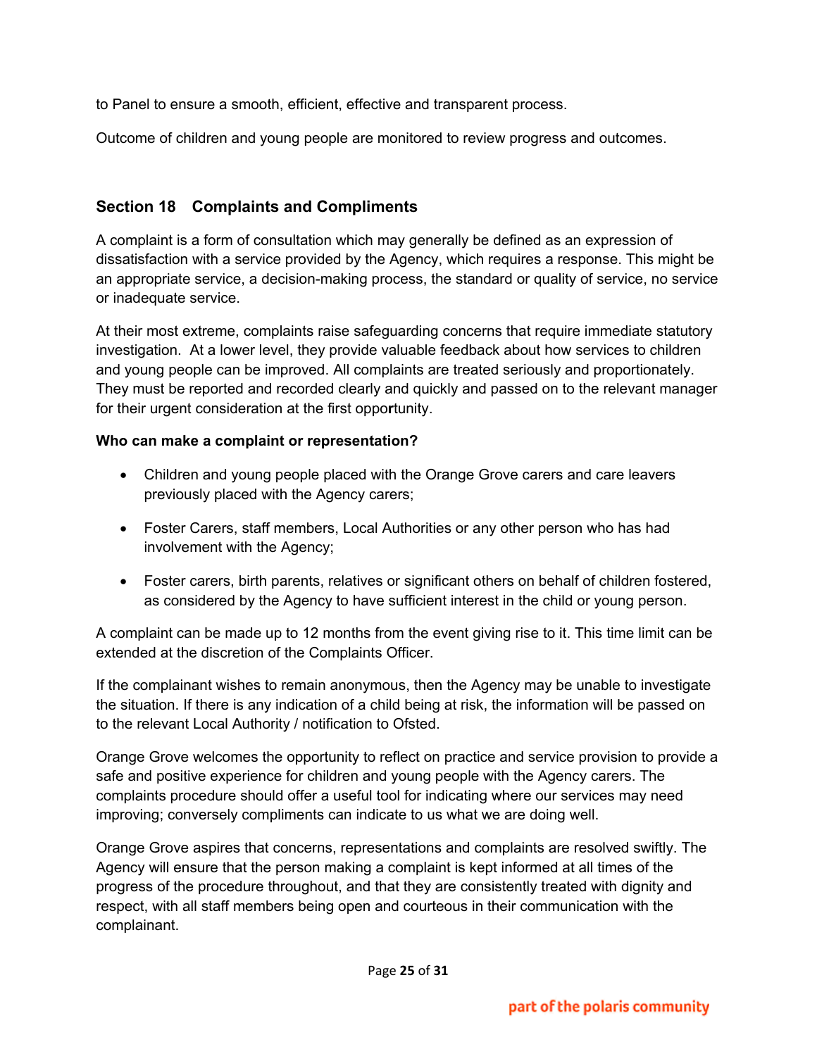to Panel to ensure a smooth, efficient, effective and transparent process.

Outcome of children and young people are monitored to review progress and outcomes.

## Section 18 Complaints and Compliments

A complaint is a form of consultation which may generally be defined as an expression of dissatisfaction with a service provided by the Agency, which requires a response. This might be an appropriate service, a decision-making process, the standard or quality of service, no service or inadequate service.

At their most extreme, complaints raise safeguarding concerns that require immediate statutory investigation. At a lower level, they provide valuable feedback about how services to children and young people can be improved. All complaints are treated seriously and proportionately. They must be reported and recorded clearly and quickly and passed on to the relevant manager for their urgent consideration at the first opportunity.

**Who can make a complaint or representation?**

- Children and young people placed with the Orange Grove carers and care leavers previously placed with the Agency carers;
- Foster Carers, staff members, Local Authorities or any other person who has had involvement with the Agency;
- Foster carers, birth parents, relatives or significant others on behalf of children fostered, as considered by the Agency to have sufficient interest in the child or young person.

A complaint can be made up to 12 months from the event giving rise to it. This time limit can be extended at the discretion of the Complaints Officer.

If the complainant wishes to remain anonymous, then the Agency may be unable to investigate the situation. If there is any indication of a child being at risk, the information will be passed on to the relevant Local Authority / notification to Ofsted.

Orange Grove welcomes the opportunity to reflect on practice and service provision to provide a safe and positive experience for children and young people with the Agency carers. The complaints procedure should offer a useful tool for indicating where our services may need improving; conversely compliments can indicate to us what we are doing well.

Orange Grove aspires that concerns, representations and complaints are resolved swiftly. The Agency will ensure that the person making a complaint is kept informed at all times of the progress of the procedure throughout, and that they are consistently treated with dignity and respect, with all staff members being open and courteous in their communication with the complainant.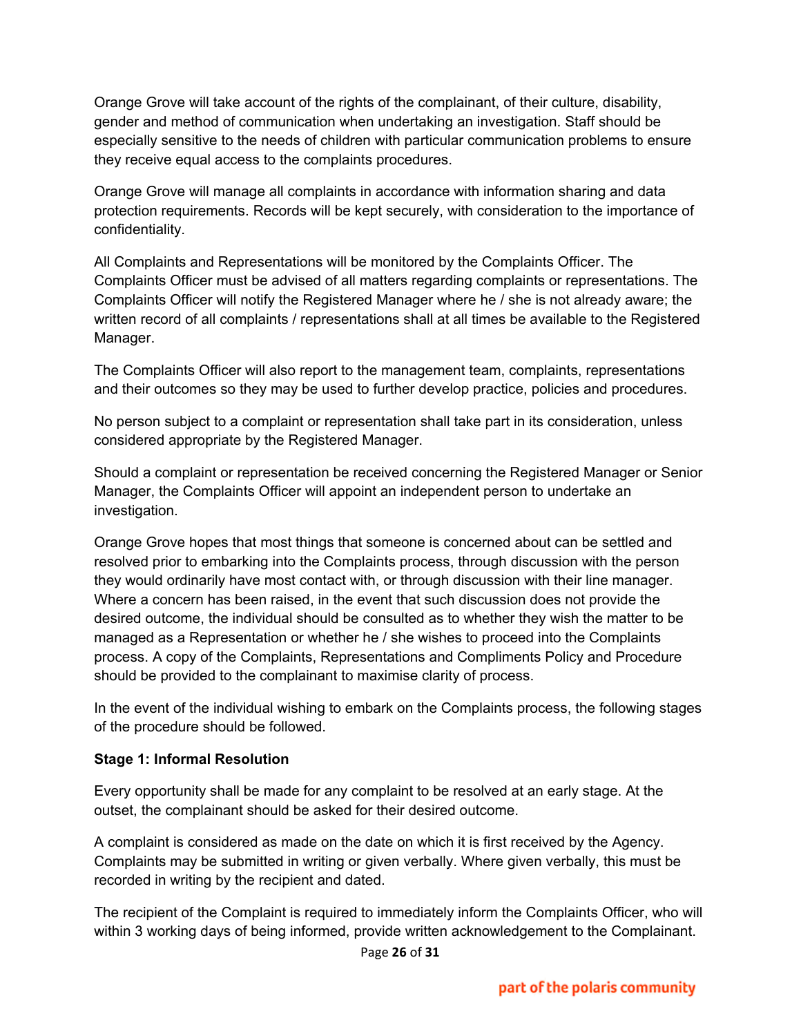Orange Grove will take account of the rights of the complainant, of their culture, disability, gender and method of communication when undertaking an investigation. Staff should be especially sensitive to the needs of children with particular communication problems to ensure they receive equal access to the complaints procedures.

Orange Grove will manage all complaints in accordance with information sharing and data protection requirements. Records will be kept securely, with consideration to the importance of confidentiality.

All Complaints and Representations will be monitored by the Complaints Officer. The Complaints Officer must be advised of all matters regarding complaints or representations. The Complaints Officer will notify the Registered Manager where he / she is not already aware; the written record of all complaints / representations shall at all times be available to the Registered Manager.

The Complaints Officer will also report to the management team, complaints, representations and their outcomes so they may be used to further develop practice, policies and procedures.

No person subject to a complaint or representation shall take part in its consideration, unless considered appropriate by the Registered Manager.

Should a complaint or representation be received concerning the Registered Manager or Senior Manager, the Complaints Officer will appoint an independent person to undertake an investigation.

Orange Grove hopes that most things that someone is concerned about can be settled and resolved prior to embarking into the Complaints process, through discussion with the person they would ordinarily have most contact with, or through discussion with their line manager. Where a concern has been raised, in the event that such discussion does not provide the desired outcome, the individual should be consulted as to whether they wish the matter to be managed as a Representation or whether he / she wishes to proceed into the Complaints process. A copy of the Complaints, Representations and Compliments Policy and Procedure should be provided to the complainant to maximise clarity of process.

In the event of the individual wishing to embark on the Complaints process, the following stages of the procedure should be followed.

**Stage 1: Informal Resolution**

Every opportunity shall be made for any complaint to be resolved at an early stage. At the outset, the complainant should be asked for their desired outcome.

A complaint is considered as made on the date on which it is first received by the Agency. Complaints may be submitted in writing or given verbally. Where given verbally, this must be recorded in writing by the recipient and dated.

The recipient of the Complaint is required to immediately inform the Complaints Officer, who will within 3 working days of being informed, provide written acknowledgement to the Complainant.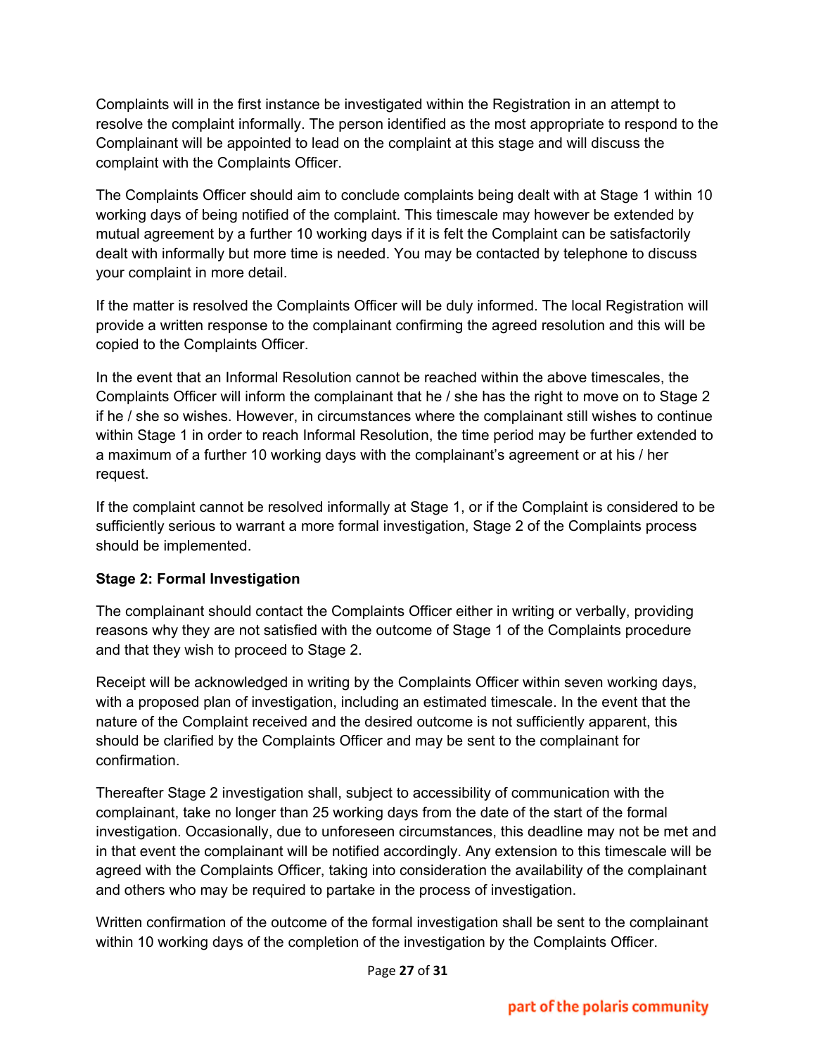Complaints will in the first instance be investigated within the Registration in an attempt to resolve the complaint informally. The person identified as the most appropriate to respond to the Complainant will be appointed to lead on the complaint at this stage and will discuss the complaint with the Complaints Officer.

The Complaints Officer should aim to conclude complaints being dealt with at Stage 1 within 10 working days of being notified of the complaint. This timescale may however be extended by mutual agreement by a further 10 working days if it is felt the Complaint can be satisfactorily dealt with informally but more time is needed. You may be contacted by telephone to discuss your complaint in more detail.

If the matter is resolved the Complaints Officer will be duly informed. The local Registration will provide a written response to the complainant confirming the agreed resolution and this will be copied to the Complaints Officer.

In the event that an Informal Resolution cannot be reached within the above timescales, the Complaints Officer will inform the complainant that he / she has the right to move on to Stage 2 if he / she so wishes. However, in circumstances where the complainant still wishes to continue within Stage 1 in order to reach Informal Resolution, the time period may be further extended to a maximum of a further 10 working days with the complainant's agreement or at his / her request.

If the complaint cannot be resolved informally at Stage 1, or if the Complaint is considered to be sufficiently serious to warrant a more formal investigation, Stage 2 of the Complaints process should be implemented.

**Stage 2: Formal Investigation**

The complainant should contact the Complaints Officer either in writing or verbally, providing reasons why they are not satisfied with the outcome of Stage 1 of the Complaints procedure and that they wish to proceed to Stage 2.

Receipt will be acknowledged in writing by the Complaints Officer within seven working days, with a proposed plan of investigation, including an estimated timescale. In the event that the nature of the Complaint received and the desired outcome is not sufficiently apparent, this should be clarified by the Complaints Officer and may be sent to the complainant for confirmation.

Thereafter Stage 2 investigation shall, subject to accessibility of communication with the complainant, take no longer than 25 working days from the date of the start of the formal investigation. Occasionally, due to unforeseen circumstances, this deadline may not be met and in that event the complainant will be notified accordingly. Any extension to this timescale will be agreed with the Complaints Officer, taking into consideration the availability of the complainant and others who may be required to partake in the process of investigation.

Written confirmation of the outcome of the formal investigation shall be sent to the complainant within 10 working days of the completion of the investigation by the Complaints Officer.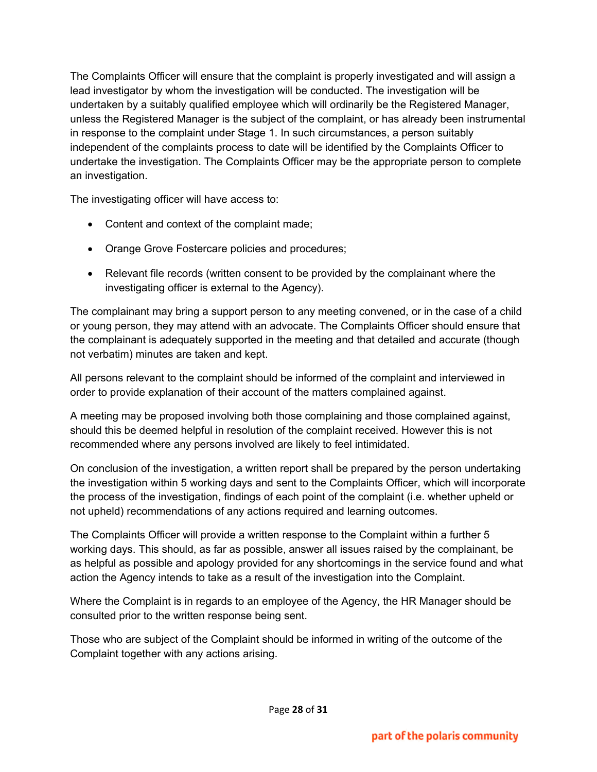The Complaints Officer will ensure that the complaint is properly investigated and will assign a lead investigator by whom the investigation will be conducted. The investigation will be undertaken by a suitably qualified employee which will ordinarily be the Registered Manager, unless the Registered Manager is the subject of the complaint, or has already been instrumental in response to the complaint under Stage 1. In such circumstances, a person suitably independent of the complaints process to date will be identified by the Complaints Officer to undertake the investigation. The Complaints Officer may be the appropriate person to complete an investigation.

The investigating officer will have access to:

- Content and context of the complaint made;
- Orange Grove Fostercare policies and procedures;
- Relevant file records (written consent to be provided by the complainant where the investigating officer is external to the Agency).

The complainant may bring a support person to any meeting convened, or in the case of a child or young person, they may attend with an advocate. The Complaints Officer should ensure that the complainant is adequately supported in the meeting and that detailed and accurate (though not verbatim) minutes are taken and kept.

All persons relevant to the complaint should be informed of the complaint and interviewed in order to provide explanation of their account of the matters complained against.

A meeting may be proposed involving both those complaining and those complained against, should this be deemed helpful in resolution of the complaint received. However this is not recommended where any persons involved are likely to feel intimidated.

On conclusion of the investigation, a written report shall be prepared by the person undertaking the investigation within 5 working days and sent to the Complaints Officer, which will incorporate the process of the investigation, findings of each point of the complaint (i.e. whether upheld or not upheld) recommendations of any actions required and learning outcomes.

The Complaints Officer will provide a written response to the Complaint within a further 5 working days. This should, as far as possible, answer all issues raised by the complainant, be as helpful as possible and apology provided for any shortcomings in the service found and what action the Agency intends to take as a result of the investigation into the Complaint.

Where the Complaint is in regards to an employee of the Agency, the HR Manager should be consulted prior to the written response being sent.

Those who are subject of the Complaint should be informed in writing of the outcome of the Complaint together with any actions arising.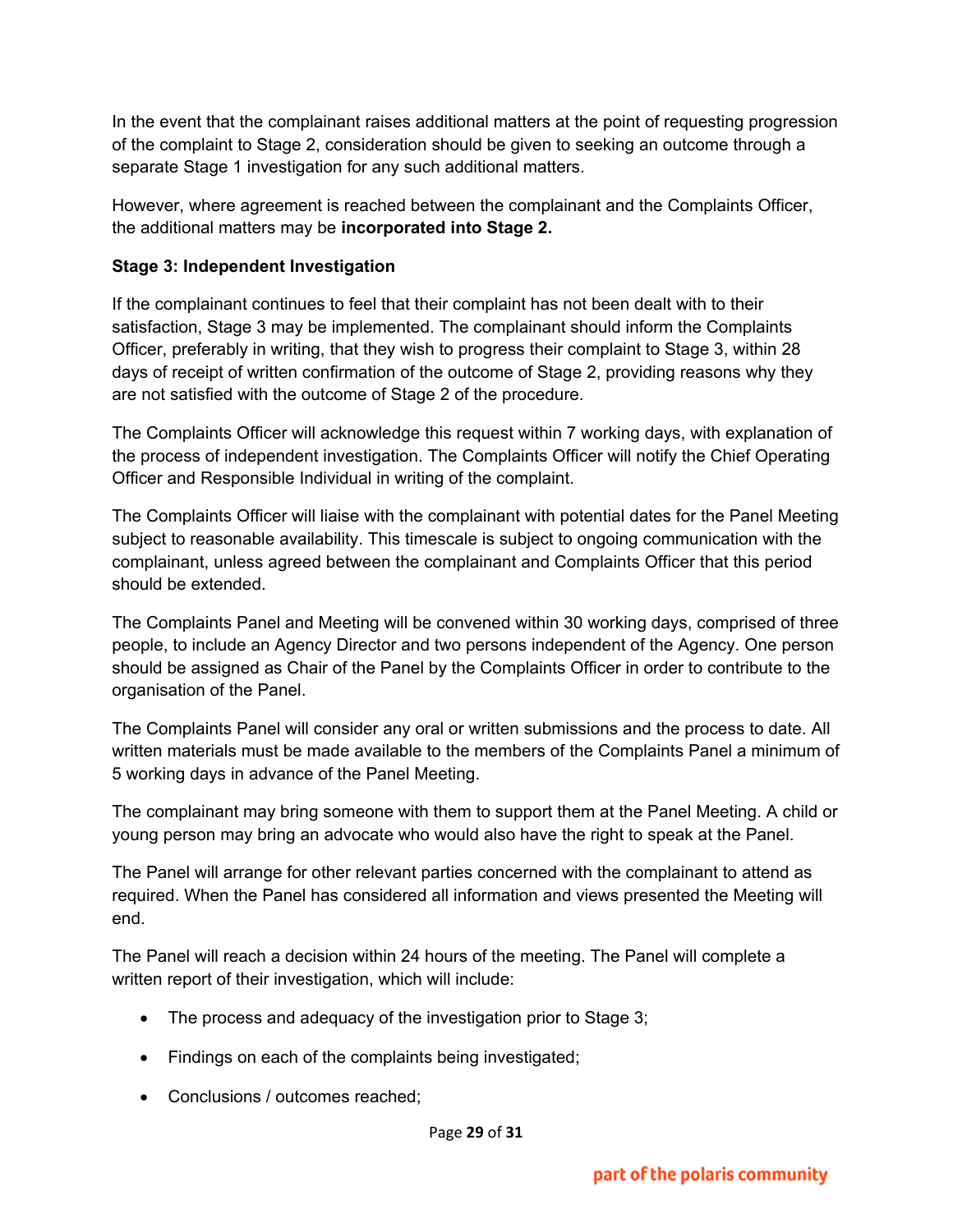In the event that the complainant raises additional matters at the point of requesting progression of the complaint to Stage 2, consideration should be given to seeking an outcome through a separate Stage 1 investigation for any such additional matters.

However, where agreement is reached between the complainant and the Complaints Officer, the additional matters may be **incorporated into Stage 2.**

**Stage 3: Independent Investigation**

If the complainant continues to feel that their complaint has not been dealt with to their satisfaction, Stage 3 may be implemented. The complainant should inform the Complaints Officer, preferably in writing, that they wish to progress their complaint to Stage 3, within 28 days of receipt of written confirmation of the outcome of Stage 2, providing reasons why they are not satisfied with the outcome of Stage 2 of the procedure.

The Complaints Officer will acknowledge this request within 7 working days, with explanation of the process of independent investigation. The Complaints Officer will notify the Chief Operating Officer and Responsible Individual in writing of the complaint.

The Complaints Officer will liaise with the complainant with potential dates for the Panel Meeting subject to reasonable availability. This timescale is subject to ongoing communication with the complainant, unless agreed between the complainant and Complaints Officer that this period should be extended.

The Complaints Panel and Meeting will be convened within 30 working days, comprised of three people, to include an Agency Director and two persons independent of the Agency. One person should be assigned as Chair of the Panel by the Complaints Officer in order to contribute to the organisation of the Panel.

The Complaints Panel will consider any oral or written submissions and the process to date. All written materials must be made available to the members of the Complaints Panel a minimum of 5 working days in advance of the Panel Meeting.

The complainant may bring someone with them to support them at the Panel Meeting. A child or young person may bring an advocate who would also have the right to speak at the Panel.

The Panel will arrange for other relevant parties concerned with the complainant to attend as required. When the Panel has considered all information and views presented the Meeting will end.

The Panel will reach a decision within 24 hours of the meeting. The Panel will complete a written report of their investigation, which will include:

- The process and adequacy of the investigation prior to Stage 3;
- Findings on each of the complaints being investigated;
- Conclusions / outcomes reached;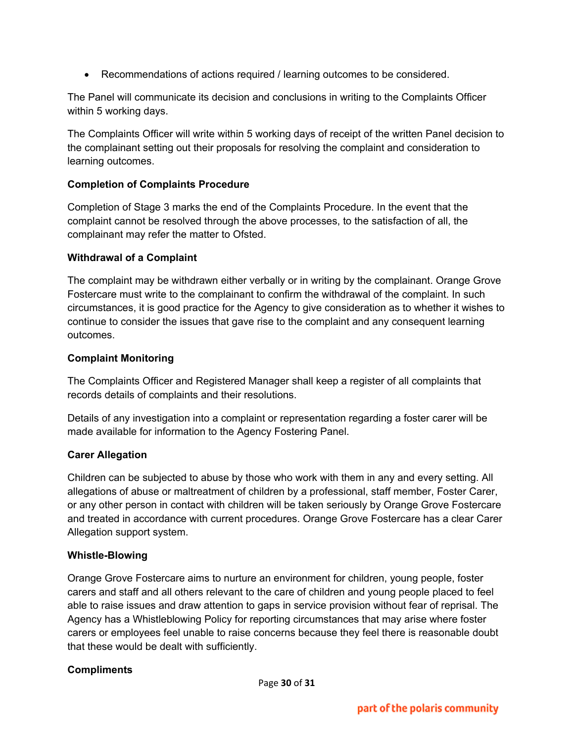- Recommendations of actions required / learning outcomes to be considered.

The Panel will communicate its decision and conclusions in writing to the Complaints Officer within 5 working days.

The Complaints Officer will write within 5 working days of receipt of the written Panel decision to the complainant setting out their proposals for resolving the complaint and consideration to learning outcomes.

**Completion of Complaints Procedure**

Completion of Stage 3 marks the end of the Complaints Procedure. In the event that the complaint cannot be resolved through the above processes, to the satisfaction of all, the complainant may refer the matter to Ofsted.

**Withdrawal of a Complaint**

The complaint may be withdrawn either verbally or in writing by the complainant. Orange Grove Fostercare must write to the complainant to confirm the withdrawal of the complaint. In such circumstances, it is good practice for the Agency to give consideration as to whether it wishes to continue to consider the issues that gave rise to the complaint and any consequent learning outcomes.

**Complaint Monitoring**

The Complaints Officer and Registered Manager shall keep a register of all complaints that records details of complaints and their resolutions.

Details of any investigation into a complaint or representation regarding a foster carer will be made available for information to the Agency Fostering Panel.

**Carer Allegation**

Children can be subjected to abuse by those who work with them in any and every setting. All allegations of abuse or maltreatment of children by a professional, staff member, Foster Carer, or any other person in contact with children will be taken seriously by Orange Grove Fostercare and treated in accordance with current procedures. Orange Grove Fostercare has a clear Carer Allegation support system.

**Whistle-Blowing**

Orange Grove Fostercare aims to nurture an environment for children, young people, foster carers and staff and all others relevant to the care of children and young people placed to feel able to raise issues and draw attention to gaps in service provision without fear of reprisal. The Agency has a Whistleblowing Policy for reporting circumstances that may arise where foster carers or employees feel unable to raise concerns because they feel there is reasonable doubt that these would be dealt with sufficiently.

**Compliments**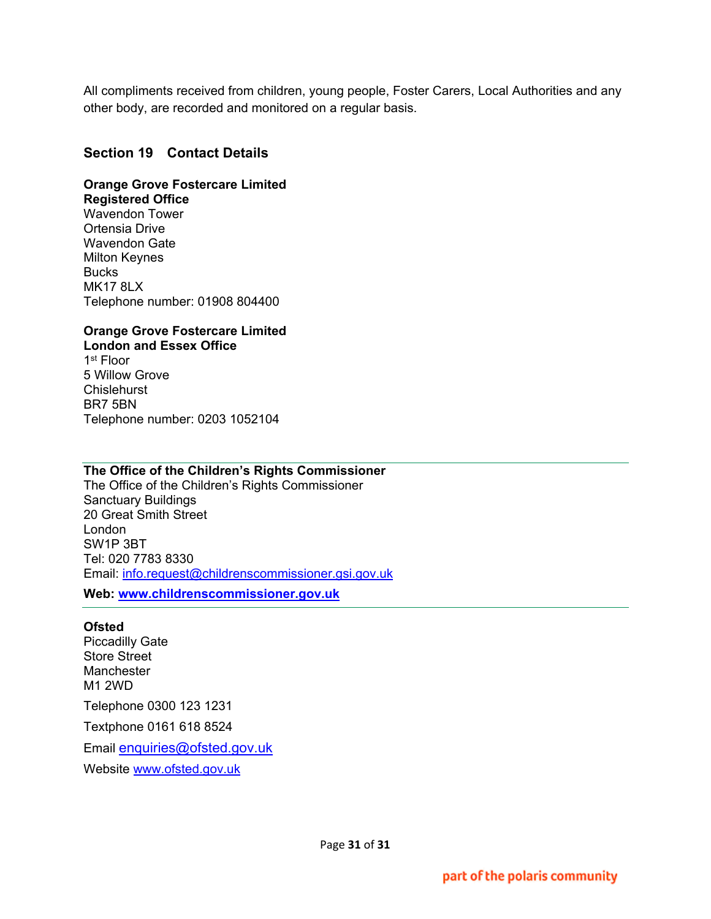All compliments received from children, young people, Foster Carers, Local Authorities and any other body, are recorded and monitored on a regular basis.

## Section 19 Contact Details

**Orange Grove Fostercare Limited**
**Registered Office**
Wavendon Tower
Ortensia Drive
Wavendon Gate
Milton Keynes
Bucks
MK17 8LX
Telephone number: 01908 804400

**Orange Grove Fostercare Limited**
**London and Essex Office**
1st Floor
5 Willow Grove
Chislehurst
BR7 5BN
Telephone number: 0203 1052104

---

**The Office of the Children's Rights Commissioner**
The Office of the Children's Rights Commissioner
Sanctuary Buildings
20 Great Smith Street
London
SW1P 3BT
Tel: 020 7783 8330
Email: info.request@childrenscommissioner.gsi.gov.uk

**Web: www.childrenscommissioner.gov.uk**

---

**Ofsted**
Piccadilly Gate
Store Street
Manchester
M1 2WD

Telephone 0300 123 1231

Textphone 0161 618 8524

Email enquiries@ofsted.gov.uk

Website www.ofsted.gov.uk

part of the polaris community